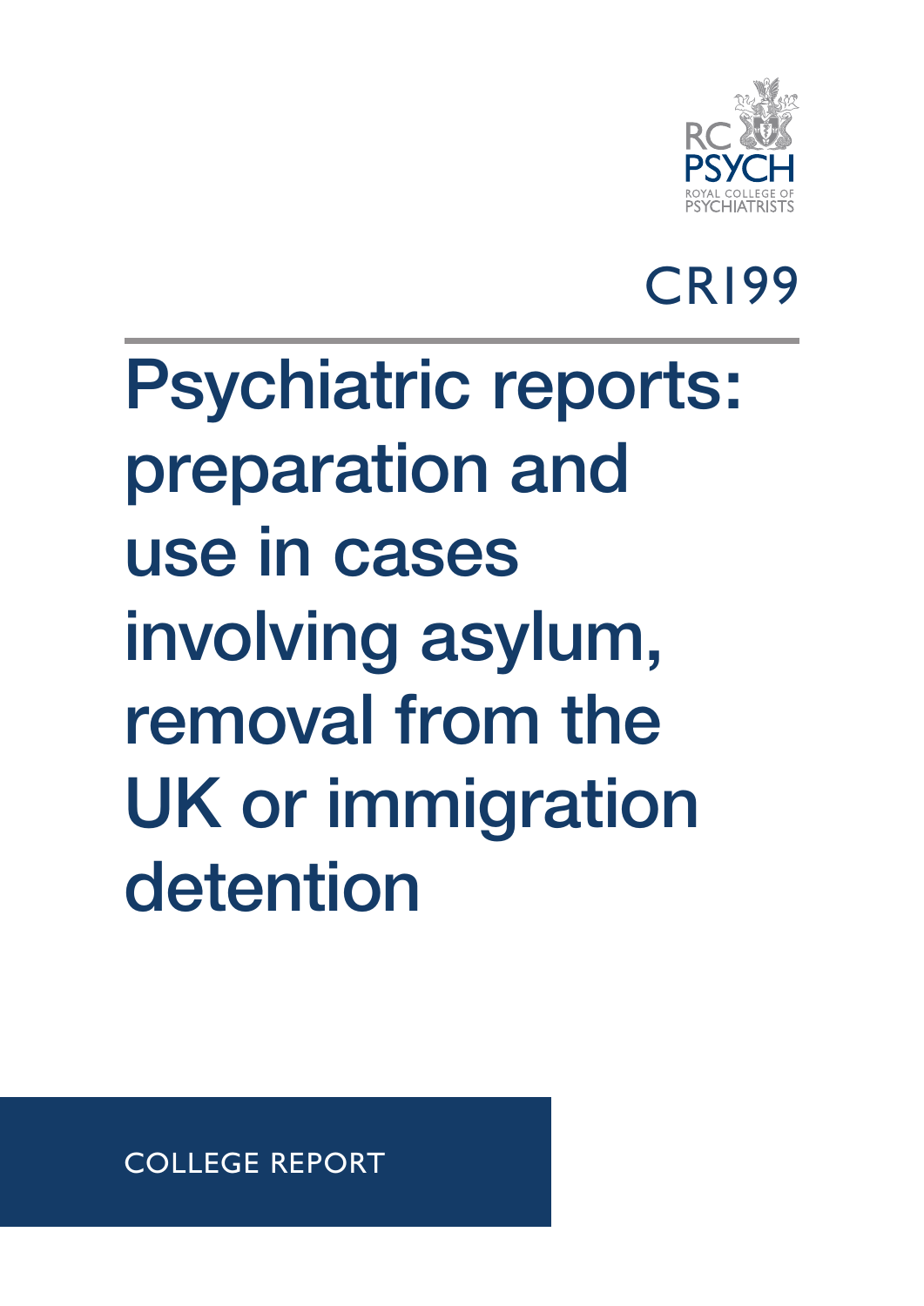RC PSYCH
ROYAL COLLEGE OF PSYCHIATRISTS

CR199

# Psychiatric reports: preparation and use in cases involving asylum, removal from the UK or immigration detention

COLLEGE REPORT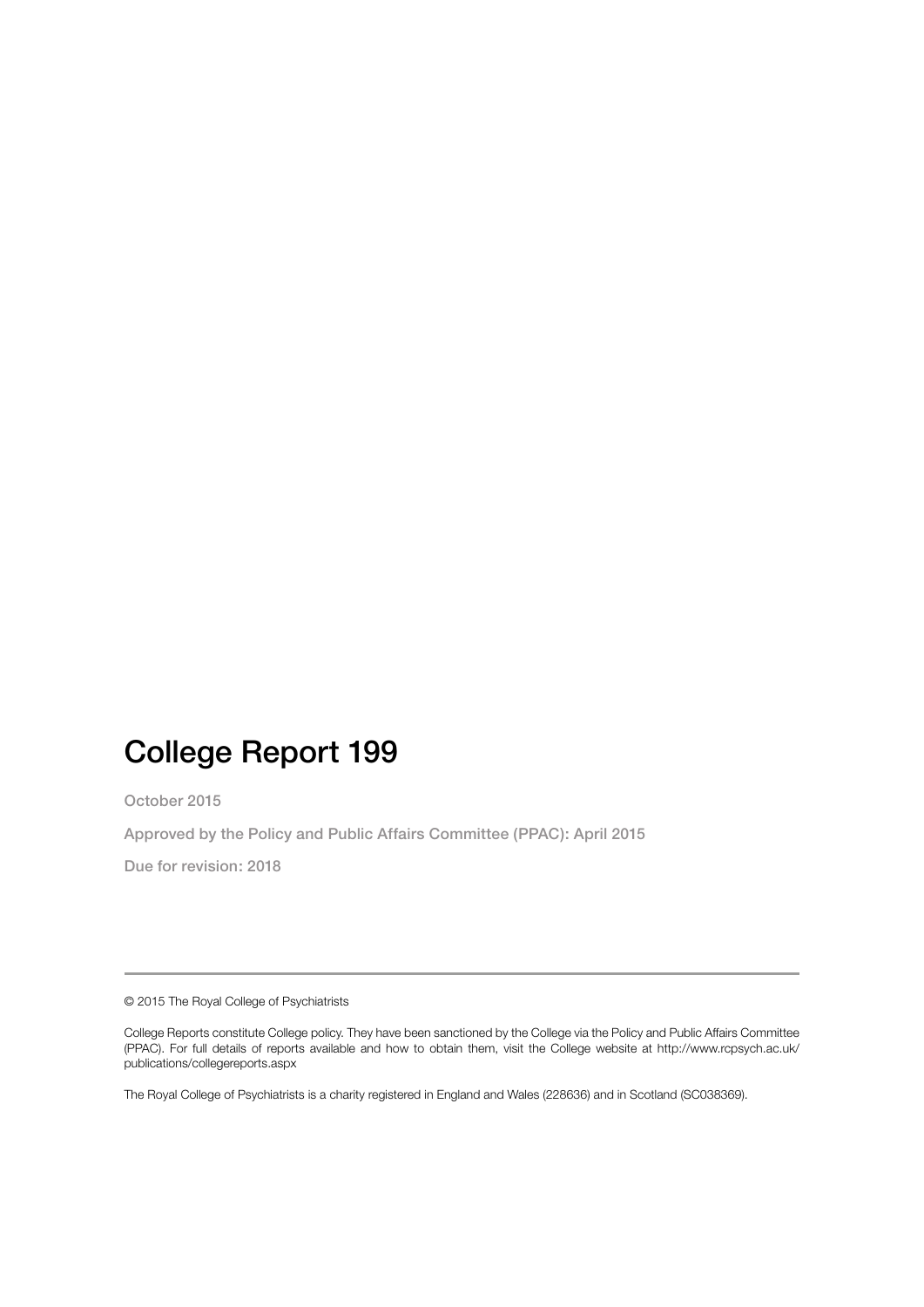# College Report 199

October 2015

Approved by the Policy and Public Affairs Committee (PPAC): April 2015

Due for revision: 2018

---

© 2015 The Royal College of Psychiatrists

College Reports constitute College policy. They have been sanctioned by the College via the Policy and Public Affairs Committee (PPAC). For full details of reports available and how to obtain them, visit the College website at http://www.rcpsych.ac.uk/publications/collegereports.aspx

The Royal College of Psychiatrists is a charity registered in England and Wales (228636) and in Scotland (SC038369).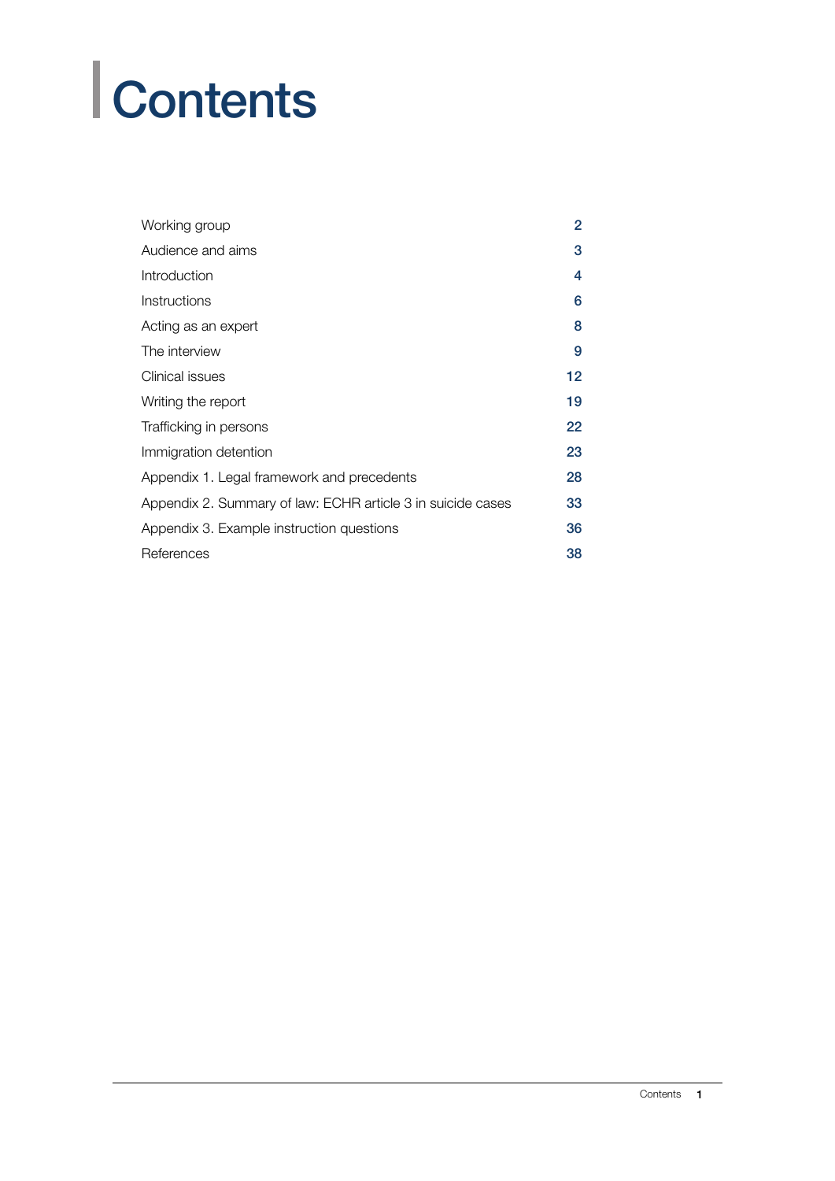# Contents

| | |
|---|---|
| Working group | 2 |
| Audience and aims | 3 |
| Introduction | 4 |
| Instructions | 6 |
| Acting as an expert | 8 |
| The interview | 9 |
| Clinical issues | 12 |
| Writing the report | 19 |
| Trafficking in persons | 22 |
| Immigration detention | 23 |
| Appendix 1. Legal framework and precedents | 28 |
| Appendix 2. Summary of law: ECHR article 3 in suicide cases | 33 |
| Appendix 3. Example instruction questions | 36 |
| References | 38 |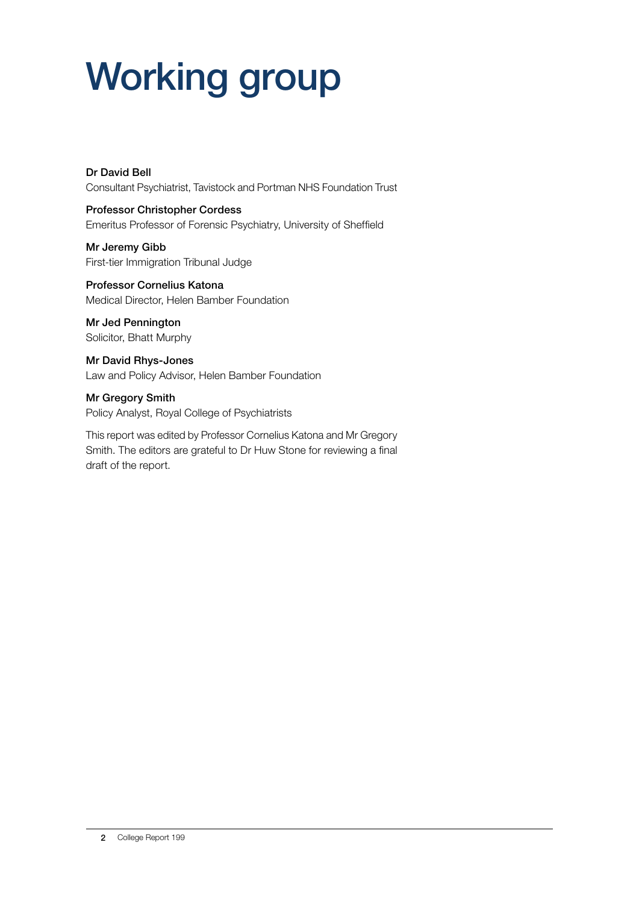# Working group

**Dr David Bell**
Consultant Psychiatrist, Tavistock and Portman NHS Foundation Trust

**Professor Christopher Cordess**
Emeritus Professor of Forensic Psychiatry, University of Sheffield

**Mr Jeremy Gibb**
First-tier Immigration Tribunal Judge

**Professor Cornelius Katona**
Medical Director, Helen Bamber Foundation

**Mr Jed Pennington**
Solicitor, Bhatt Murphy

**Mr David Rhys-Jones**
Law and Policy Advisor, Helen Bamber Foundation

**Mr Gregory Smith**
Policy Analyst, Royal College of Psychiatrists

This report was edited by Professor Cornelius Katona and Mr Gregory Smith. The editors are grateful to Dr Huw Stone for reviewing a final draft of the report.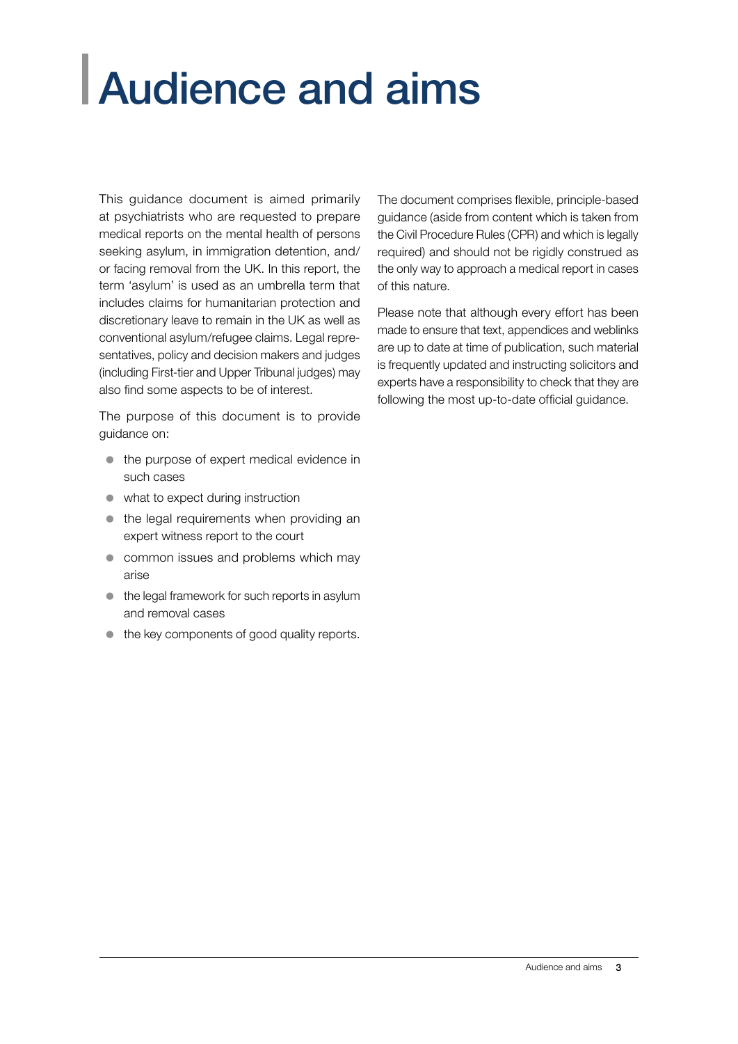# Audience and aims

This guidance document is aimed primarily at psychiatrists who are requested to prepare medical reports on the mental health of persons seeking asylum, in immigration detention, and/or facing removal from the UK. In this report, the term 'asylum' is used as an umbrella term that includes claims for humanitarian protection and discretionary leave to remain in the UK as well as conventional asylum/refugee claims. Legal representatives, policy and decision makers and judges (including First-tier and Upper Tribunal judges) may also find some aspects to be of interest.

The purpose of this document is to provide guidance on:

- the purpose of expert medical evidence in such cases
- what to expect during instruction
- the legal requirements when providing an expert witness report to the court
- common issues and problems which may arise
- the legal framework for such reports in asylum and removal cases
- the key components of good quality reports.

The document comprises flexible, principle-based guidance (aside from content which is taken from the Civil Procedure Rules (CPR) and which is legally required) and should not be rigidly construed as the only way to approach a medical report in cases of this nature.

Please note that although every effort has been made to ensure that text, appendices and weblinks are up to date at time of publication, such material is frequently updated and instructing solicitors and experts have a responsibility to check that they are following the most up-to-date official guidance.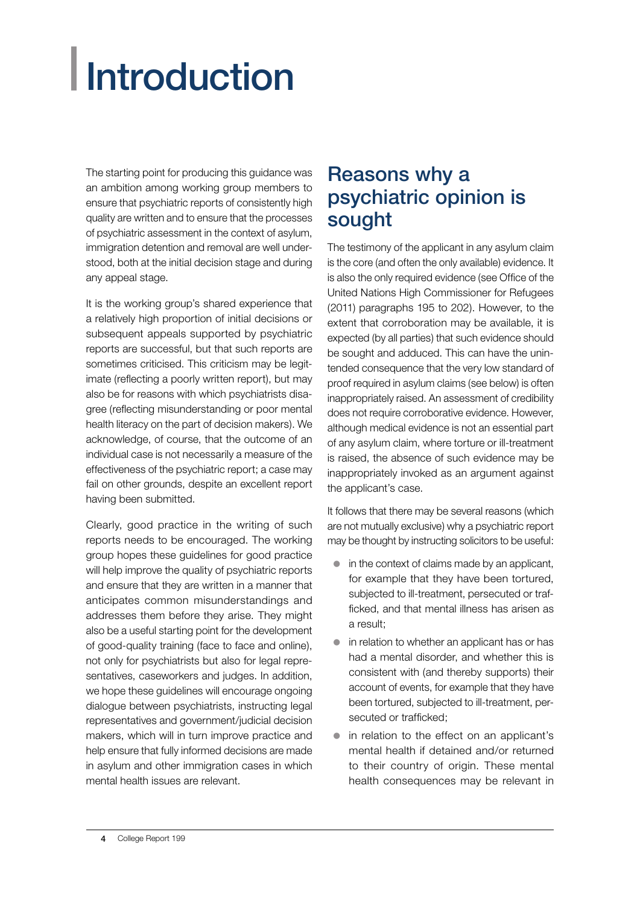# Introduction

The starting point for producing this guidance was an ambition among working group members to ensure that psychiatric reports of consistently high quality are written and to ensure that the processes of psychiatric assessment in the context of asylum, immigration detention and removal are well understood, both at the initial decision stage and during any appeal stage.

It is the working group's shared experience that a relatively high proportion of initial decisions or subsequent appeals supported by psychiatric reports are successful, but that such reports are sometimes criticised. This criticism may be legitimate (reflecting a poorly written report), but may also be for reasons with which psychiatrists disagree (reflecting misunderstanding or poor mental health literacy on the part of decision makers). We acknowledge, of course, that the outcome of an individual case is not necessarily a measure of the effectiveness of the psychiatric report; a case may fail on other grounds, despite an excellent report having been submitted.

Clearly, good practice in the writing of such reports needs to be encouraged. The working group hopes these guidelines for good practice will help improve the quality of psychiatric reports and ensure that they are written in a manner that anticipates common misunderstandings and addresses them before they arise. They might also be a useful starting point for the development of good-quality training (face to face and online), not only for psychiatrists but also for legal representatives, caseworkers and judges. In addition, we hope these guidelines will encourage ongoing dialogue between psychiatrists, instructing legal representatives and government/judicial decision makers, which will in turn improve practice and help ensure that fully informed decisions are made in asylum and other immigration cases in which mental health issues are relevant.

## Reasons why a psychiatric opinion is sought

The testimony of the applicant in any asylum claim is the core (and often the only available) evidence. It is also the only required evidence (see Office of the United Nations High Commissioner for Refugees (2011) paragraphs 195 to 202). However, to the extent that corroboration may be available, it is expected (by all parties) that such evidence should be sought and adduced. This can have the unintended consequence that the very low standard of proof required in asylum claims (see below) is often inappropriately raised. An assessment of credibility does not require corroborative evidence. However, although medical evidence is not an essential part of any asylum claim, where torture or ill-treatment is raised, the absence of such evidence may be inappropriately invoked as an argument against the applicant's case.

It follows that there may be several reasons (which are not mutually exclusive) why a psychiatric report may be thought by instructing solicitors to be useful:

- in the context of claims made by an applicant, for example that they have been tortured, subjected to ill-treatment, persecuted or trafficked, and that mental illness has arisen as a result;
- in relation to whether an applicant has or has had a mental disorder, and whether this is consistent with (and thereby supports) their account of events, for example that they have been tortured, subjected to ill-treatment, persecuted or trafficked;
- in relation to the effect on an applicant's mental health if detained and/or returned to their country of origin. These mental health consequences may be relevant in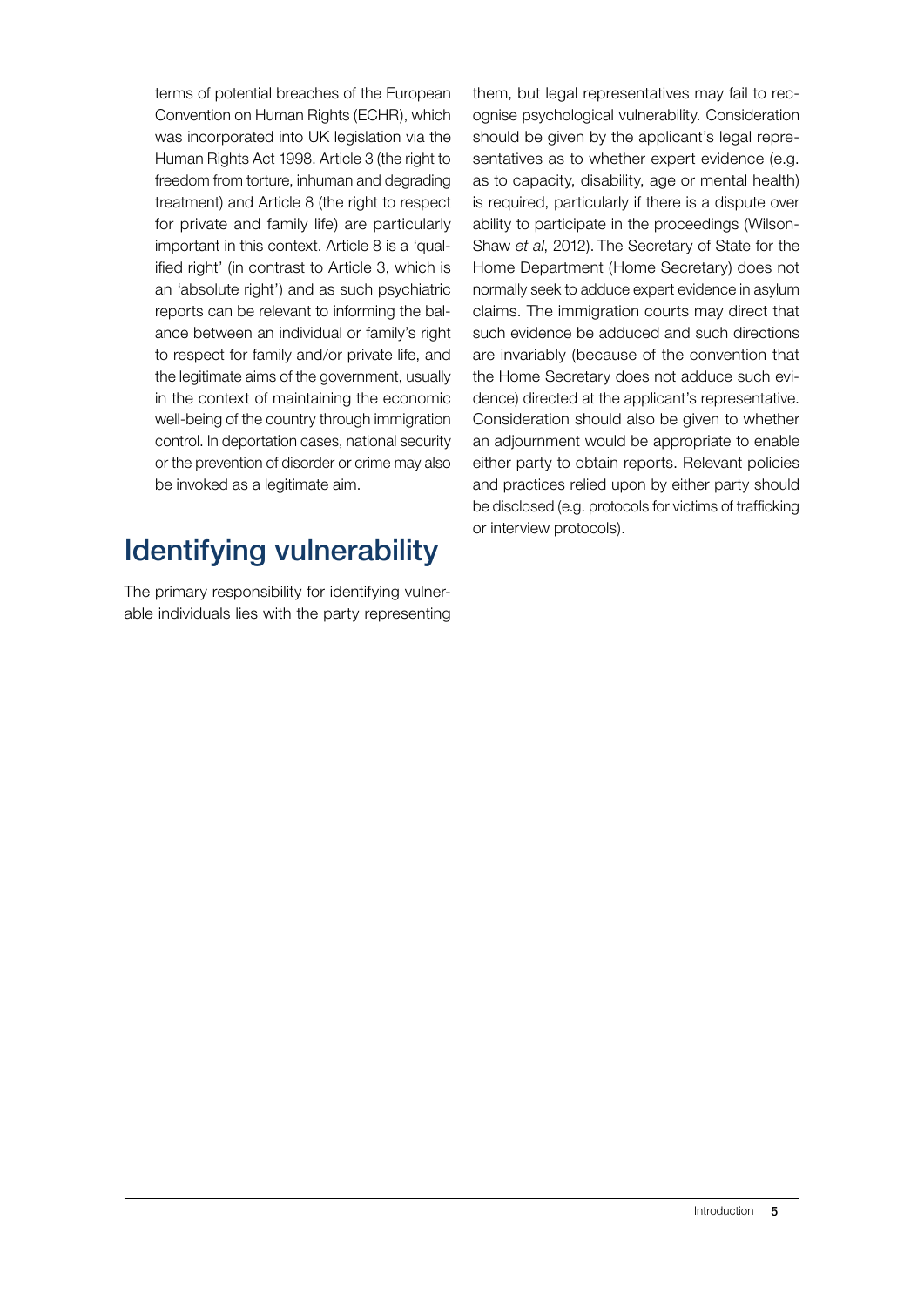terms of potential breaches of the European Convention on Human Rights (ECHR), which was incorporated into UK legislation via the Human Rights Act 1998. Article 3 (the right to freedom from torture, inhuman and degrading treatment) and Article 8 (the right to respect for private and family life) are particularly important in this context. Article 8 is a 'qualified right' (in contrast to Article 3, which is an 'absolute right') and as such psychiatric reports can be relevant to informing the balance between an individual or family's right to respect for family and/or private life, and the legitimate aims of the government, usually in the context of maintaining the economic well-being of the country through immigration control. In deportation cases, national security or the prevention of disorder or crime may also be invoked as a legitimate aim.

## Identifying vulnerability

The primary responsibility for identifying vulnerable individuals lies with the party representing them, but legal representatives may fail to recognise psychological vulnerability. Consideration should be given by the applicant's legal representatives as to whether expert evidence (e.g. as to capacity, disability, age or mental health) is required, particularly if there is a dispute over ability to participate in the proceedings (Wilson-Shaw *et al*, 2012). The Secretary of State for the Home Department (Home Secretary) does not normally seek to adduce expert evidence in asylum claims. The immigration courts may direct that such evidence be adduced and such directions are invariably (because of the convention that the Home Secretary does not adduce such evidence) directed at the applicant's representative. Consideration should also be given to whether an adjournment would be appropriate to enable either party to obtain reports. Relevant policies and practices relied upon by either party should be disclosed (e.g. protocols for victims of trafficking or interview protocols).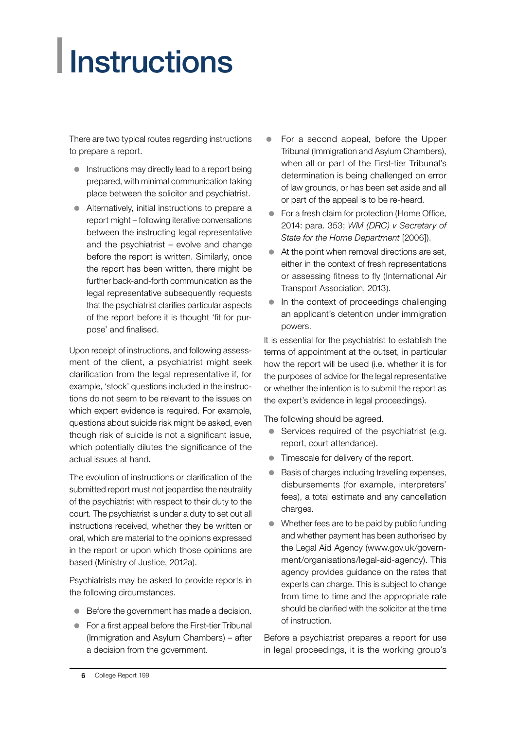# Instructions

There are two typical routes regarding instructions to prepare a report.

- Instructions may directly lead to a report being prepared, with minimal communication taking place between the solicitor and psychiatrist.
- Alternatively, initial instructions to prepare a report might – following iterative conversations between the instructing legal representative and the psychiatrist – evolve and change before the report is written. Similarly, once the report has been written, there might be further back-and-forth communication as the legal representative subsequently requests that the psychiatrist clarifies particular aspects of the report before it is thought 'fit for purpose' and finalised.

Upon receipt of instructions, and following assessment of the client, a psychiatrist might seek clarification from the legal representative if, for example, 'stock' questions included in the instructions do not seem to be relevant to the issues on which expert evidence is required. For example, questions about suicide risk might be asked, even though risk of suicide is not a significant issue, which potentially dilutes the significance of the actual issues at hand.

The evolution of instructions or clarification of the submitted report must not jeopardise the neutrality of the psychiatrist with respect to their duty to the court. The psychiatrist is under a duty to set out all instructions received, whether they be written or oral, which are material to the opinions expressed in the report or upon which those opinions are based (Ministry of Justice, 2012a).

Psychiatrists may be asked to provide reports in the following circumstances.

- Before the government has made a decision.
- For a first appeal before the First-tier Tribunal (Immigration and Asylum Chambers) – after a decision from the government.
- For a second appeal, before the Upper Tribunal (Immigration and Asylum Chambers), when all or part of the First-tier Tribunal's determination is being challenged on error of law grounds, or has been set aside and all or part of the appeal is to be re-heard.
- For a fresh claim for protection (Home Office, 2014: para. 353; *WM (DRC) v Secretary of State for the Home Department* [2006]).
- At the point when removal directions are set, either in the context of fresh representations or assessing fitness to fly (International Air Transport Association, 2013).
- In the context of proceedings challenging an applicant's detention under immigration powers.

It is essential for the psychiatrist to establish the terms of appointment at the outset, in particular how the report will be used (i.e. whether it is for the purposes of advice for the legal representative or whether the intention is to submit the report as the expert's evidence in legal proceedings).

The following should be agreed.

- Services required of the psychiatrist (e.g. report, court attendance).
- Timescale for delivery of the report.
- Basis of charges including travelling expenses, disbursements (for example, interpreters' fees), a total estimate and any cancellation charges.
- Whether fees are to be paid by public funding and whether payment has been authorised by the Legal Aid Agency (www.gov.uk/government/organisations/legal-aid-agency). This agency provides guidance on the rates that experts can charge. This is subject to change from time to time and the appropriate rate should be clarified with the solicitor at the time of instruction.

Before a psychiatrist prepares a report for use in legal proceedings, it is the working group's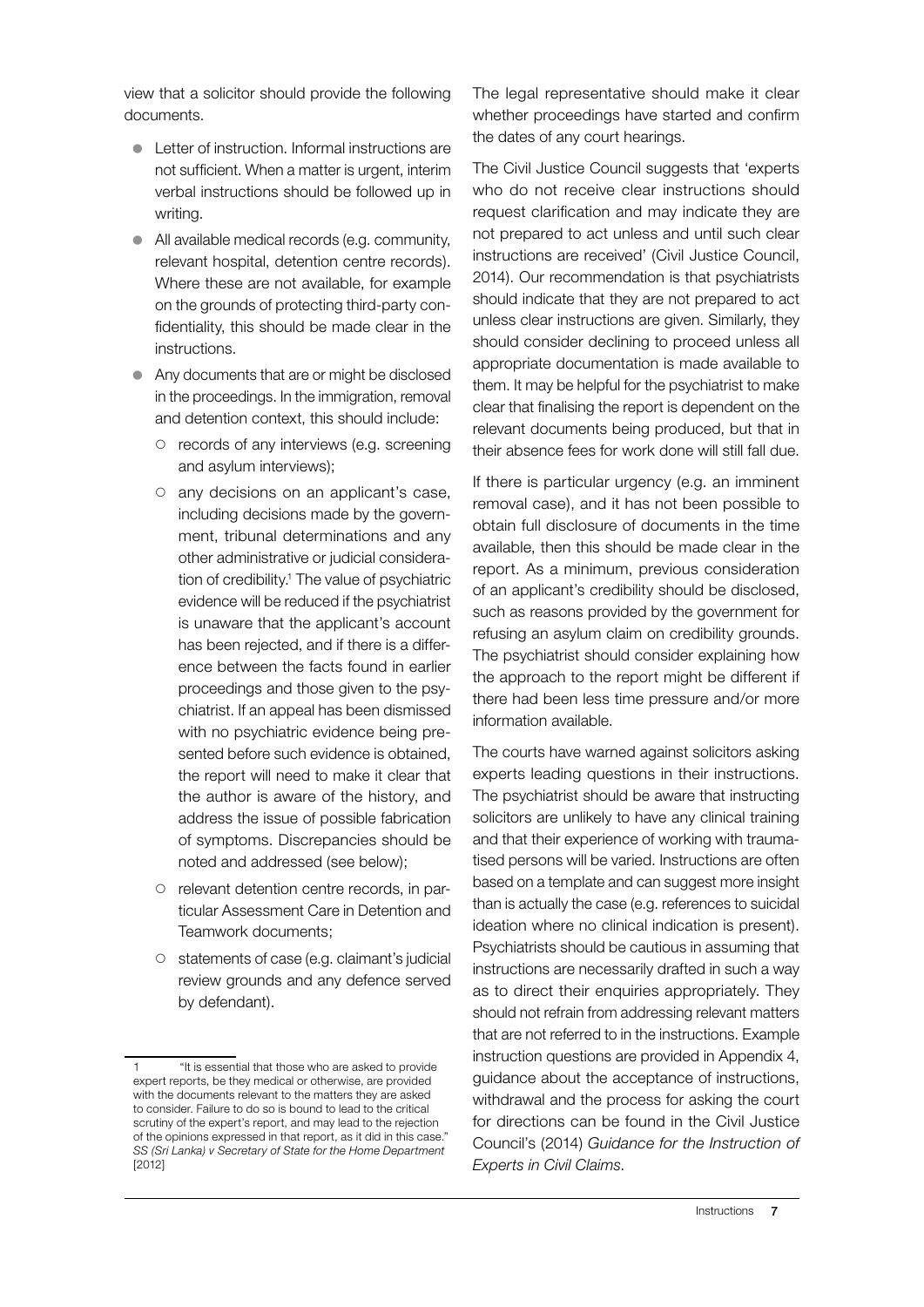view that a solicitor should provide the following documents.

- Letter of instruction. Informal instructions are not sufficient. When a matter is urgent, interim verbal instructions should be followed up in writing.
- All available medical records (e.g. community, relevant hospital, detention centre records). Where these are not available, for example on the grounds of protecting third-party confidentiality, this should be made clear in the instructions.
- Any documents that are or might be disclosed in the proceedings. In the immigration, removal and detention context, this should include:
  - records of any interviews (e.g. screening and asylum interviews);
  - any decisions on an applicant's case, including decisions made by the government, tribunal determinations and any other administrative or judicial consideration of credibility.[1] The value of psychiatric evidence will be reduced if the psychiatrist is unaware that the applicant's account has been rejected, and if there is a difference between the facts found in earlier proceedings and those given to the psychiatrist. If an appeal has been dismissed with no psychiatric evidence being presented before such evidence is obtained, the report will need to make it clear that the author is aware of the history, and address the issue of possible fabrication of symptoms. Discrepancies should be noted and addressed (see below);
  - relevant detention centre records, in particular Assessment Care in Detention and Teamwork documents;
  - statements of case (e.g. claimant's judicial review grounds and any defence served by defendant).

The legal representative should make it clear whether proceedings have started and confirm the dates of any court hearings.

The Civil Justice Council suggests that 'experts who do not receive clear instructions should request clarification and may indicate they are not prepared to act unless and until such clear instructions are received' (Civil Justice Council, 2014). Our recommendation is that psychiatrists should indicate that they are not prepared to act unless clear instructions are given. Similarly, they should consider declining to proceed unless all appropriate documentation is made available to them. It may be helpful for the psychiatrist to make clear that finalising the report is dependent on the relevant documents being produced, but that in their absence fees for work done will still fall due.

If there is particular urgency (e.g. an imminent removal case), and it has not been possible to obtain full disclosure of documents in the time available, then this should be made clear in the report. As a minimum, previous consideration of an applicant's credibility should be disclosed, such as reasons provided by the government for refusing an asylum claim on credibility grounds. The psychiatrist should consider explaining how the approach to the report might be different if there had been less time pressure and/or more information available.

The courts have warned against solicitors asking experts leading questions in their instructions. The psychiatrist should be aware that instructing solicitors are unlikely to have any clinical training and that their experience of working with traumatised persons will be varied. Instructions are often based on a template and can suggest more insight than is actually the case (e.g. references to suicidal ideation where no clinical indication is present). Psychiatrists should be cautious in assuming that instructions are necessarily drafted in such a way as to direct their enquiries appropriately. They should not refrain from addressing relevant matters that are not referred to in the instructions. Example instruction questions are provided in Appendix 4, guidance about the acceptance of instructions, withdrawal and the process for asking the court for directions can be found in the Civil Justice Council's (2014) *Guidance for the Instruction of Experts in Civil Claims*.

---

[1] "It is essential that those who are asked to provide expert reports, be they medical or otherwise, are provided with the documents relevant to the matters they are asked to consider. Failure to do so is bound to lead to the critical scrutiny of the expert's report, and may lead to the rejection of the opinions expressed in that report, as it did in this case." *SS (Sri Lanka) v Secretary of State for the Home Department* [2012]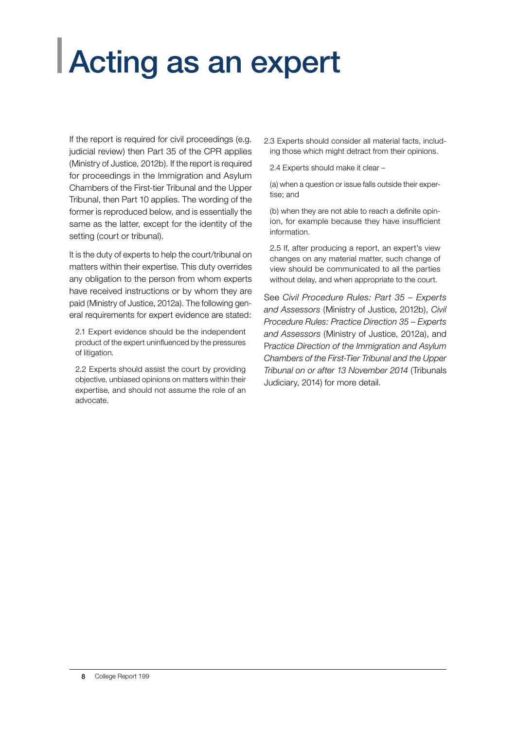# Acting as an expert

If the report is required for civil proceedings (e.g. judicial review) then Part 35 of the CPR applies (Ministry of Justice, 2012b). If the report is required for proceedings in the Immigration and Asylum Chambers of the First-tier Tribunal and the Upper Tribunal, then Part 10 applies. The wording of the former is reproduced below, and is essentially the same as the latter, except for the identity of the setting (court or tribunal).

It is the duty of experts to help the court/tribunal on matters within their expertise. This duty overrides any obligation to the person from whom experts have received instructions or by whom they are paid (Ministry of Justice, 2012a). The following general requirements for expert evidence are stated:

> 2.1 Expert evidence should be the independent product of the expert uninfluenced by the pressures of litigation.
>
> 2.2 Experts should assist the court by providing objective, unbiased opinions on matters within their expertise, and should not assume the role of an advocate.
>
> 2.3 Experts should consider all material facts, including those which might detract from their opinions.
>
> 2.4 Experts should make it clear –
>
> (a) when a question or issue falls outside their expertise; and
>
> (b) when they are not able to reach a definite opinion, for example because they have insufficient information.
>
> 2.5 If, after producing a report, an expert's view changes on any material matter, such change of view should be communicated to all the parties without delay, and when appropriate to the court.

See *Civil Procedure Rules: Part 35 – Experts and Assessors* (Ministry of Justice, 2012b), *Civil Procedure Rules: Practice Direction 35 – Experts and Assessors* (Ministry of Justice, 2012a), and *Practice Direction of the Immigration and Asylum Chambers of the First-Tier Tribunal and the Upper Tribunal on or after 13 November 2014* (Tribunals Judiciary, 2014) for more detail.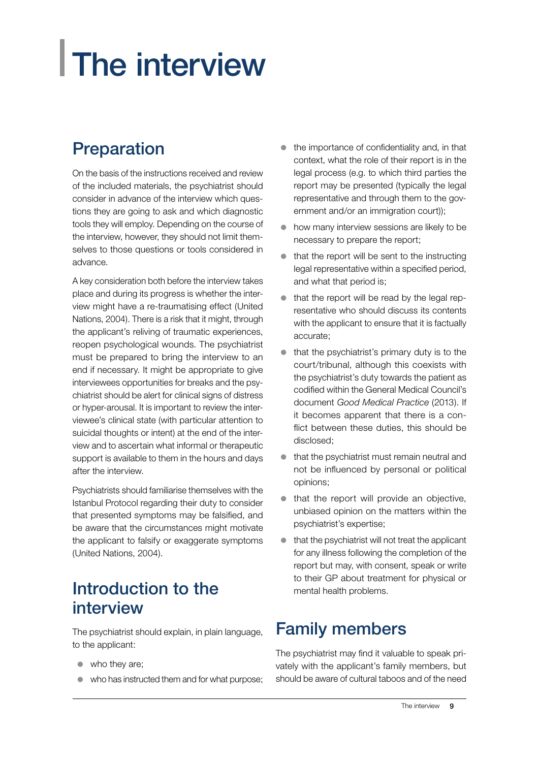# The interview

## Preparation

On the basis of the instructions received and review of the included materials, the psychiatrist should consider in advance of the interview which questions they are going to ask and which diagnostic tools they will employ. Depending on the course of the interview, however, they should not limit themselves to those questions or tools considered in advance.

A key consideration both before the interview takes place and during its progress is whether the interview might have a re-traumatising effect (United Nations, 2004). There is a risk that it might, through the applicant's reliving of traumatic experiences, reopen psychological wounds. The psychiatrist must be prepared to bring the interview to an end if necessary. It might be appropriate to give interviewees opportunities for breaks and the psychiatrist should be alert for clinical signs of distress or hyper-arousal. It is important to review the interviewee's clinical state (with particular attention to suicidal thoughts or intent) at the end of the interview and to ascertain what informal or therapeutic support is available to them in the hours and days after the interview.

Psychiatrists should familiarise themselves with the Istanbul Protocol regarding their duty to consider that presented symptoms may be falsified, and be aware that the circumstances might motivate the applicant to falsify or exaggerate symptoms (United Nations, 2004).

## Introduction to the interview

The psychiatrist should explain, in plain language, to the applicant:

- who they are;
- who has instructed them and for what purpose;
- the importance of confidentiality and, in that context, what the role of their report is in the legal process (e.g. to which third parties the report may be presented (typically the legal representative and through them to the government and/or an immigration court));
- how many interview sessions are likely to be necessary to prepare the report;
- that the report will be sent to the instructing legal representative within a specified period, and what that period is;
- that the report will be read by the legal representative who should discuss its contents with the applicant to ensure that it is factually accurate;
- that the psychiatrist's primary duty is to the court/tribunal, although this coexists with the psychiatrist's duty towards the patient as codified within the General Medical Council's document *Good Medical Practice* (2013). If it becomes apparent that there is a conflict between these duties, this should be disclosed;
- that the psychiatrist must remain neutral and not be influenced by personal or political opinions;
- that the report will provide an objective, unbiased opinion on the matters within the psychiatrist's expertise;
- that the psychiatrist will not treat the applicant for any illness following the completion of the report but may, with consent, speak or write to their GP about treatment for physical or mental health problems.

## Family members

The psychiatrist may find it valuable to speak privately with the applicant's family members, but should be aware of cultural taboos and of the need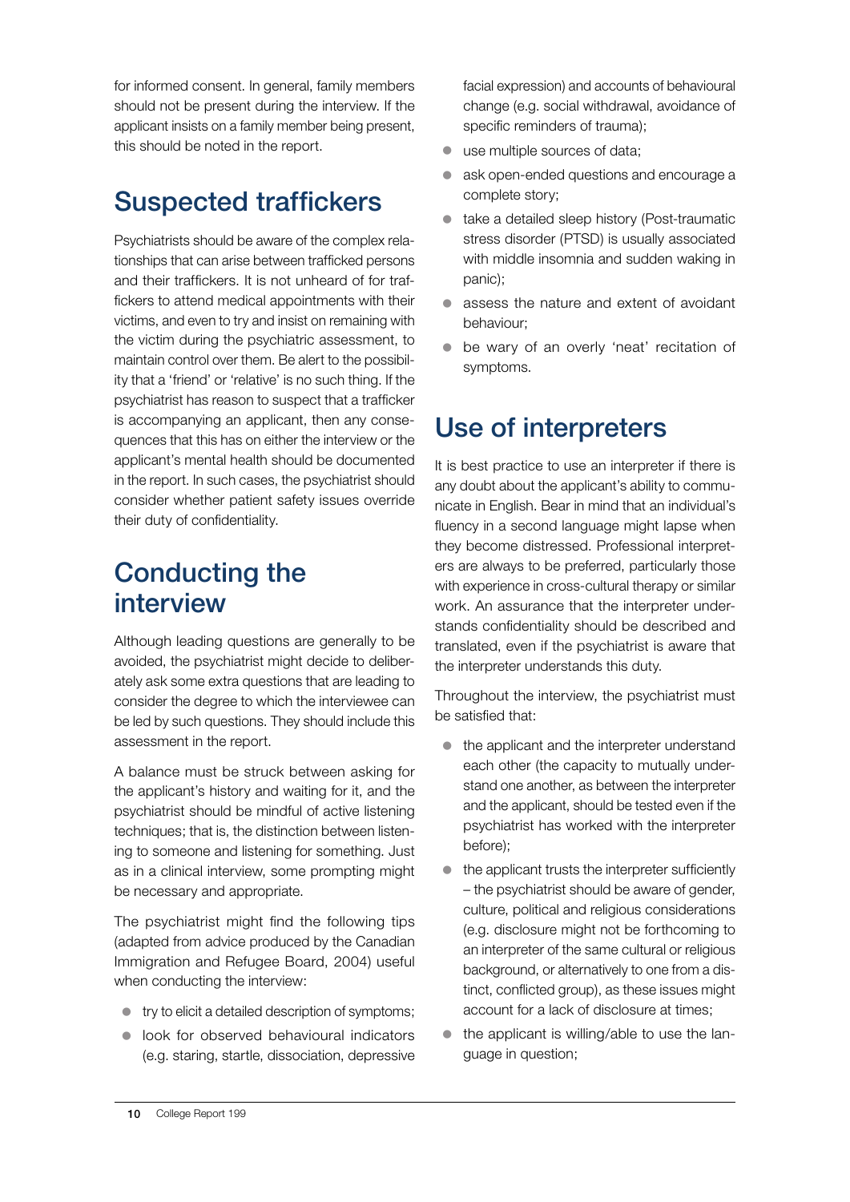for informed consent. In general, family members should not be present during the interview. If the applicant insists on a family member being present, this should be noted in the report.

## Suspected traffickers

Psychiatrists should be aware of the complex relationships that can arise between trafficked persons and their traffickers. It is not unheard of for traffickers to attend medical appointments with their victims, and even to try and insist on remaining with the victim during the psychiatric assessment, to maintain control over them. Be alert to the possibility that a 'friend' or 'relative' is no such thing. If the psychiatrist has reason to suspect that a trafficker is accompanying an applicant, then any consequences that this has on either the interview or the applicant's mental health should be documented in the report. In such cases, the psychiatrist should consider whether patient safety issues override their duty of confidentiality.

## Conducting the interview

Although leading questions are generally to be avoided, the psychiatrist might decide to deliberately ask some extra questions that are leading to consider the degree to which the interviewee can be led by such questions. They should include this assessment in the report.

A balance must be struck between asking for the applicant's history and waiting for it, and the psychiatrist should be mindful of active listening techniques; that is, the distinction between listening to someone and listening for something. Just as in a clinical interview, some prompting might be necessary and appropriate.

The psychiatrist might find the following tips (adapted from advice produced by the Canadian Immigration and Refugee Board, 2004) useful when conducting the interview:

- try to elicit a detailed description of symptoms;
- look for observed behavioural indicators (e.g. staring, startle, dissociation, depressive facial expression) and accounts of behavioural change (e.g. social withdrawal, avoidance of specific reminders of trauma);
- use multiple sources of data;
- ask open-ended questions and encourage a complete story;
- take a detailed sleep history (Post-traumatic stress disorder (PTSD) is usually associated with middle insomnia and sudden waking in panic);
- assess the nature and extent of avoidant behaviour;
- be wary of an overly 'neat' recitation of symptoms.

## Use of interpreters

It is best practice to use an interpreter if there is any doubt about the applicant's ability to communicate in English. Bear in mind that an individual's fluency in a second language might lapse when they become distressed. Professional interpreters are always to be preferred, particularly those with experience in cross-cultural therapy or similar work. An assurance that the interpreter understands confidentiality should be described and translated, even if the psychiatrist is aware that the interpreter understands this duty.

Throughout the interview, the psychiatrist must be satisfied that:

- the applicant and the interpreter understand each other (the capacity to mutually understand one another, as between the interpreter and the applicant, should be tested even if the psychiatrist has worked with the interpreter before);
- the applicant trusts the interpreter sufficiently – the psychiatrist should be aware of gender, culture, political and religious considerations (e.g. disclosure might not be forthcoming to an interpreter of the same cultural or religious background, or alternatively to one from a distinct, conflicted group), as these issues might account for a lack of disclosure at times;
- the applicant is willing/able to use the language in question;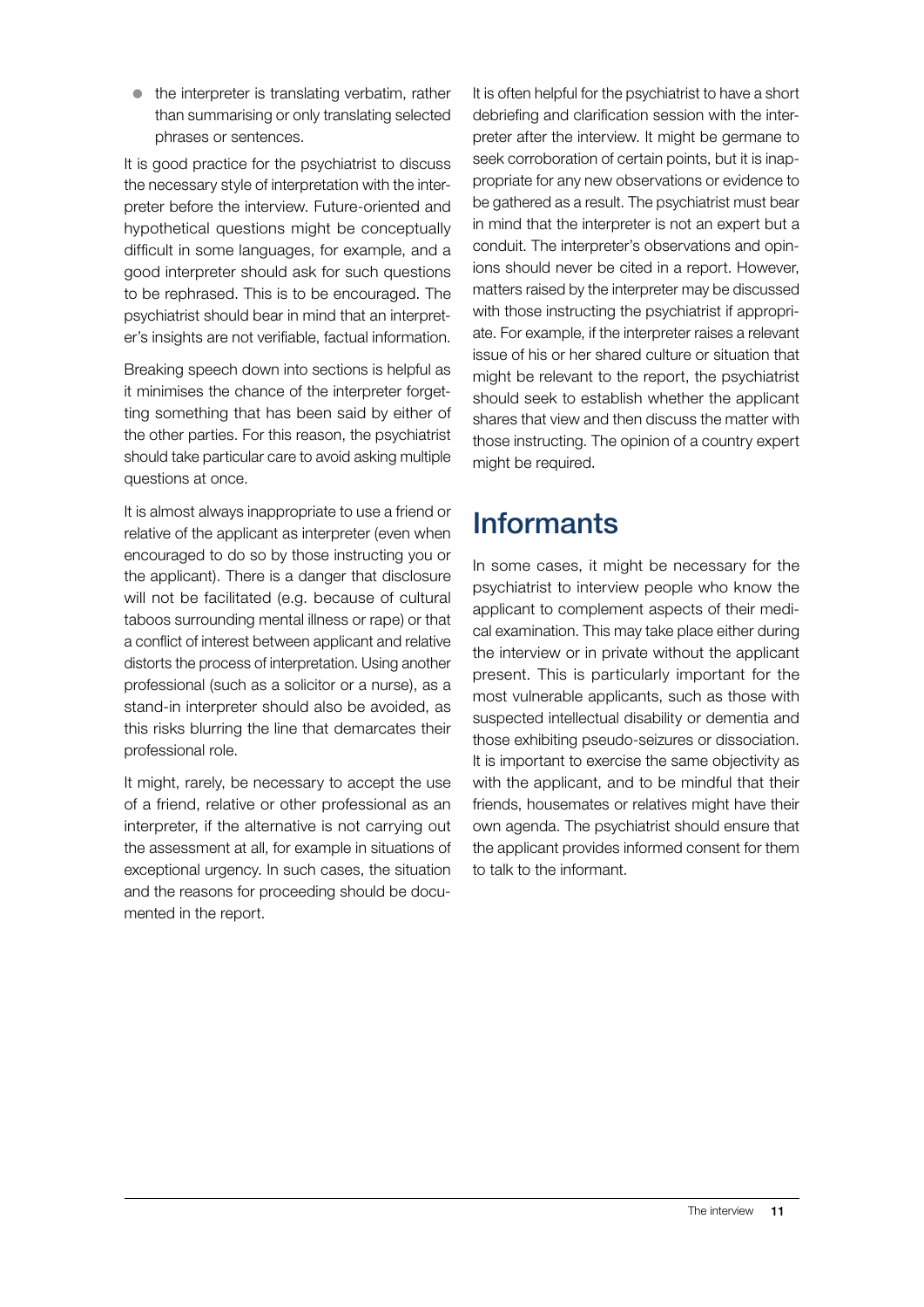- the interpreter is translating verbatim, rather than summarising or only translating selected phrases or sentences.

It is good practice for the psychiatrist to discuss the necessary style of interpretation with the interpreter before the interview. Future-oriented and hypothetical questions might be conceptually difficult in some languages, for example, and a good interpreter should ask for such questions to be rephrased. This is to be encouraged. The psychiatrist should bear in mind that an interpreter's insights are not verifiable, factual information.

Breaking speech down into sections is helpful as it minimises the chance of the interpreter forgetting something that has been said by either of the other parties. For this reason, the psychiatrist should take particular care to avoid asking multiple questions at once.

It is almost always inappropriate to use a friend or relative of the applicant as interpreter (even when encouraged to do so by those instructing you or the applicant). There is a danger that disclosure will not be facilitated (e.g. because of cultural taboos surrounding mental illness or rape) or that a conflict of interest between applicant and relative distorts the process of interpretation. Using another professional (such as a solicitor or a nurse), as a stand-in interpreter should also be avoided, as this risks blurring the line that demarcates their professional role.

It might, rarely, be necessary to accept the use of a friend, relative or other professional as an interpreter, if the alternative is not carrying out the assessment at all, for example in situations of exceptional urgency. In such cases, the situation and the reasons for proceeding should be documented in the report.

It is often helpful for the psychiatrist to have a short debriefing and clarification session with the interpreter after the interview. It might be germane to seek corroboration of certain points, but it is inappropriate for any new observations or evidence to be gathered as a result. The psychiatrist must bear in mind that the interpreter is not an expert but a conduit. The interpreter's observations and opinions should never be cited in a report. However, matters raised by the interpreter may be discussed with those instructing the psychiatrist if appropriate. For example, if the interpreter raises a relevant issue of his or her shared culture or situation that might be relevant to the report, the psychiatrist should seek to establish whether the applicant shares that view and then discuss the matter with those instructing. The opinion of a country expert might be required.

## Informants

In some cases, it might be necessary for the psychiatrist to interview people who know the applicant to complement aspects of their medical examination. This may take place either during the interview or in private without the applicant present. This is particularly important for the most vulnerable applicants, such as those with suspected intellectual disability or dementia and those exhibiting pseudo-seizures or dissociation. It is important to exercise the same objectivity as with the applicant, and to be mindful that their friends, housemates or relatives might have their own agenda. The psychiatrist should ensure that the applicant provides informed consent for them to talk to the informant.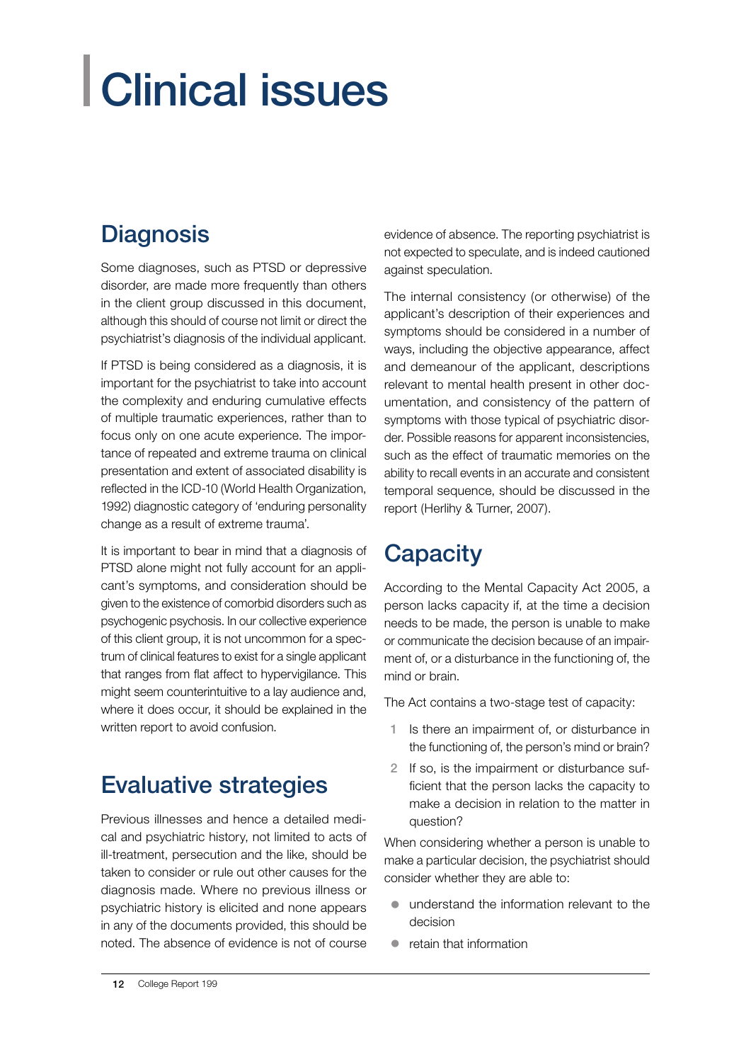# Clinical issues

## Diagnosis

Some diagnoses, such as PTSD or depressive disorder, are made more frequently than others in the client group discussed in this document, although this should of course not limit or direct the psychiatrist's diagnosis of the individual applicant.

If PTSD is being considered as a diagnosis, it is important for the psychiatrist to take into account the complexity and enduring cumulative effects of multiple traumatic experiences, rather than to focus only on one acute experience. The importance of repeated and extreme trauma on clinical presentation and extent of associated disability is reflected in the ICD-10 (World Health Organization, 1992) diagnostic category of 'enduring personality change as a result of extreme trauma'.

It is important to bear in mind that a diagnosis of PTSD alone might not fully account for an applicant's symptoms, and consideration should be given to the existence of comorbid disorders such as psychogenic psychosis. In our collective experience of this client group, it is not uncommon for a spectrum of clinical features to exist for a single applicant that ranges from flat affect to hypervigilance. This might seem counterintuitive to a lay audience and, where it does occur, it should be explained in the written report to avoid confusion.

## Evaluative strategies

Previous illnesses and hence a detailed medical and psychiatric history, not limited to acts of ill-treatment, persecution and the like, should be taken to consider or rule out other causes for the diagnosis made. Where no previous illness or psychiatric history is elicited and none appears in any of the documents provided, this should be noted. The absence of evidence is not of course evidence of absence. The reporting psychiatrist is not expected to speculate, and is indeed cautioned against speculation.

The internal consistency (or otherwise) of the applicant's description of their experiences and symptoms should be considered in a number of ways, including the objective appearance, affect and demeanour of the applicant, descriptions relevant to mental health present in other documentation, and consistency of the pattern of symptoms with those typical of psychiatric disorder. Possible reasons for apparent inconsistencies, such as the effect of traumatic memories on the ability to recall events in an accurate and consistent temporal sequence, should be discussed in the report (Herlihy & Turner, 2007).

## Capacity

According to the Mental Capacity Act 2005, a person lacks capacity if, at the time a decision needs to be made, the person is unable to make or communicate the decision because of an impairment of, or a disturbance in the functioning of, the mind or brain.

The Act contains a two-stage test of capacity:

1. Is there an impairment of, or disturbance in the functioning of, the person's mind or brain?
2. If so, is the impairment or disturbance sufficient that the person lacks the capacity to make a decision in relation to the matter in question?

When considering whether a person is unable to make a particular decision, the psychiatrist should consider whether they are able to:

- understand the information relevant to the decision
- retain that information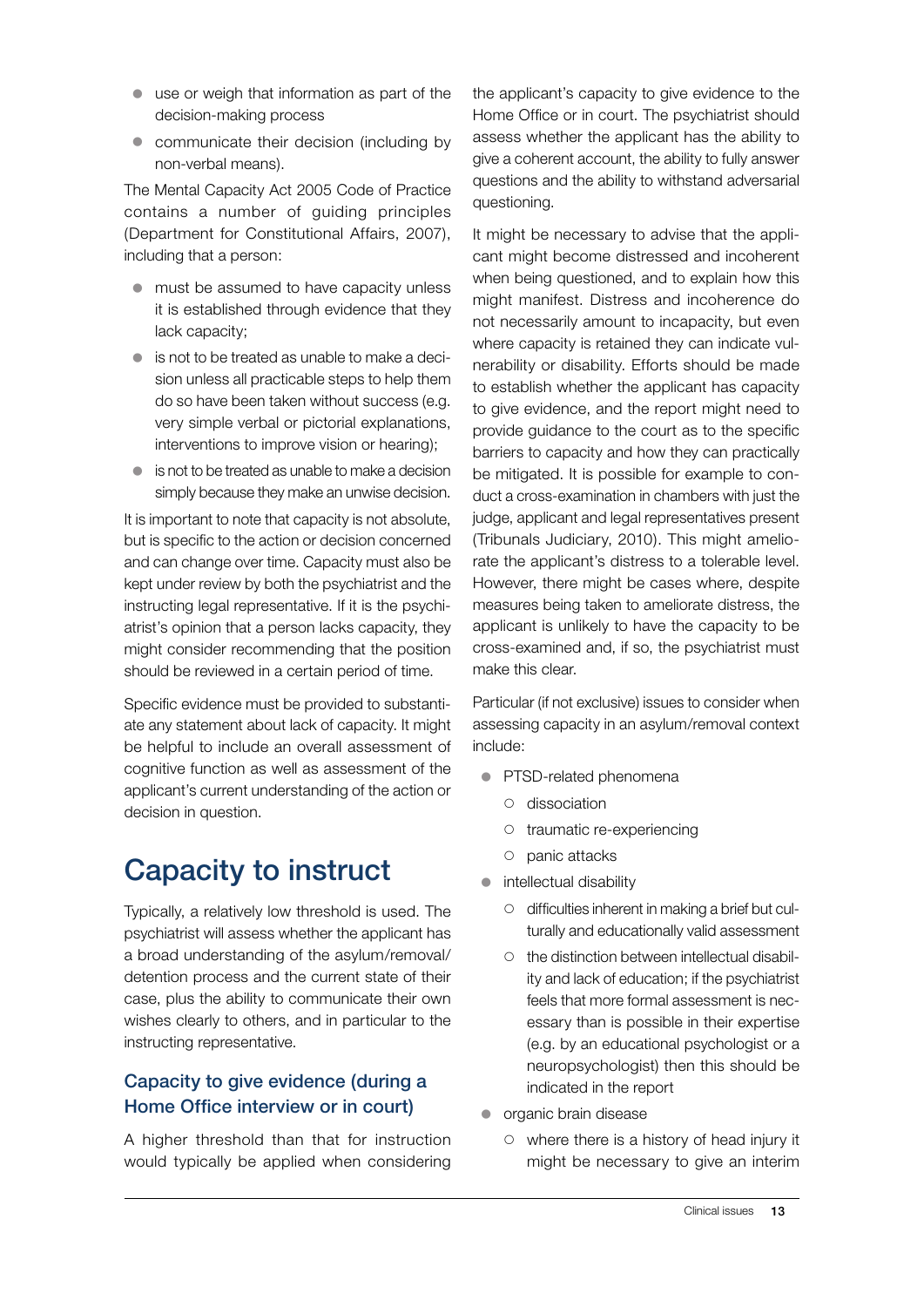- use or weigh that information as part of the decision-making process
- communicate their decision (including by non-verbal means).

The Mental Capacity Act 2005 Code of Practice contains a number of guiding principles (Department for Constitutional Affairs, 2007), including that a person:

- must be assumed to have capacity unless it is established through evidence that they lack capacity;
- is not to be treated as unable to make a decision unless all practicable steps to help them do so have been taken without success (e.g. very simple verbal or pictorial explanations, interventions to improve vision or hearing);
- is not to be treated as unable to make a decision simply because they make an unwise decision.

It is important to note that capacity is not absolute, but is specific to the action or decision concerned and can change over time. Capacity must also be kept under review by both the psychiatrist and the instructing legal representative. If it is the psychiatrist's opinion that a person lacks capacity, they might consider recommending that the position should be reviewed in a certain period of time.

Specific evidence must be provided to substantiate any statement about lack of capacity. It might be helpful to include an overall assessment of cognitive function as well as assessment of the applicant's current understanding of the action or decision in question.

# Capacity to instruct

Typically, a relatively low threshold is used. The psychiatrist will assess whether the applicant has a broad understanding of the asylum/removal/detention process and the current state of their case, plus the ability to communicate their own wishes clearly to others, and in particular to the instructing representative.

## Capacity to give evidence (during a Home Office interview or in court)

A higher threshold than that for instruction would typically be applied when considering the applicant's capacity to give evidence to the Home Office or in court. The psychiatrist should assess whether the applicant has the ability to give a coherent account, the ability to fully answer questions and the ability to withstand adversarial questioning.

It might be necessary to advise that the applicant might become distressed and incoherent when being questioned, and to explain how this might manifest. Distress and incoherence do not necessarily amount to incapacity, but even where capacity is retained they can indicate vulnerability or disability. Efforts should be made to establish whether the applicant has capacity to give evidence, and the report might need to provide guidance to the court as to the specific barriers to capacity and how they can practically be mitigated. It is possible for example to conduct a cross-examination in chambers with just the judge, applicant and legal representatives present (Tribunals Judiciary, 2010). This might ameliorate the applicant's distress to a tolerable level. However, there might be cases where, despite measures being taken to ameliorate distress, the applicant is unlikely to have the capacity to be cross-examined and, if so, the psychiatrist must make this clear.

Particular (if not exclusive) issues to consider when assessing capacity in an asylum/removal context include:

- PTSD-related phenomena
  - dissociation
  - traumatic re-experiencing
  - panic attacks
- intellectual disability
  - difficulties inherent in making a brief but culturally and educationally valid assessment
  - the distinction between intellectual disability and lack of education; if the psychiatrist feels that more formal assessment is necessary than is possible in their expertise (e.g. by an educational psychologist or a neuropsychologist) then this should be indicated in the report
- organic brain disease
  - where there is a history of head injury it might be necessary to give an interim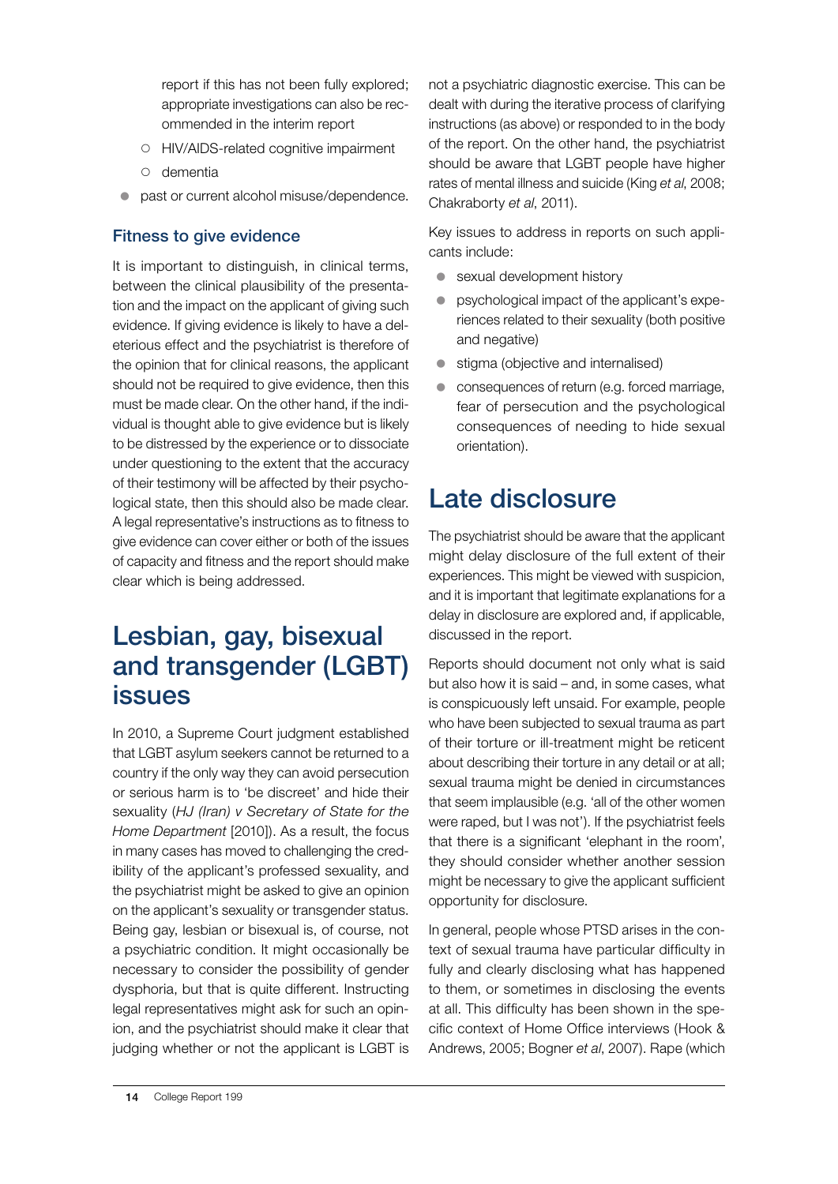report if this has not been fully explored; appropriate investigations can also be recommended in the interim report

  - HIV/AIDS-related cognitive impairment
  - dementia

- past or current alcohol misuse/dependence.

### Fitness to give evidence

It is important to distinguish, in clinical terms, between the clinical plausibility of the presentation and the impact on the applicant of giving such evidence. If giving evidence is likely to have a deleterious effect and the psychiatrist is therefore of the opinion that for clinical reasons, the applicant should not be required to give evidence, then this must be made clear. On the other hand, if the individual is thought able to give evidence but is likely to be distressed by the experience or to dissociate under questioning to the extent that the accuracy of their testimony will be affected by their psychological state, then this should also be made clear. A legal representative's instructions as to fitness to give evidence can cover either or both of the issues of capacity and fitness and the report should make clear which is being addressed.

## Lesbian, gay, bisexual and transgender (LGBT) issues

In 2010, a Supreme Court judgment established that LGBT asylum seekers cannot be returned to a country if the only way they can avoid persecution or serious harm is to 'be discreet' and hide their sexuality (*HJ (Iran) v Secretary of State for the Home Department* [2010]). As a result, the focus in many cases has moved to challenging the credibility of the applicant's professed sexuality, and the psychiatrist might be asked to give an opinion on the applicant's sexuality or transgender status. Being gay, lesbian or bisexual is, of course, not a psychiatric condition. It might occasionally be necessary to consider the possibility of gender dysphoria, but that is quite different. Instructing legal representatives might ask for such an opinion, and the psychiatrist should make it clear that judging whether or not the applicant is LGBT is not a psychiatric diagnostic exercise. This can be dealt with during the iterative process of clarifying instructions (as above) or responded to in the body of the report. On the other hand, the psychiatrist should be aware that LGBT people have higher rates of mental illness and suicide (King *et al*, 2008; Chakraborty *et al*, 2011).

Key issues to address in reports on such applicants include:

- sexual development history
- psychological impact of the applicant's experiences related to their sexuality (both positive and negative)
- stigma (objective and internalised)
- consequences of return (e.g. forced marriage, fear of persecution and the psychological consequences of needing to hide sexual orientation).

## Late disclosure

The psychiatrist should be aware that the applicant might delay disclosure of the full extent of their experiences. This might be viewed with suspicion, and it is important that legitimate explanations for a delay in disclosure are explored and, if applicable, discussed in the report.

Reports should document not only what is said but also how it is said – and, in some cases, what is conspicuously left unsaid. For example, people who have been subjected to sexual trauma as part of their torture or ill-treatment might be reticent about describing their torture in any detail or at all; sexual trauma might be denied in circumstances that seem implausible (e.g. 'all of the other women were raped, but I was not'). If the psychiatrist feels that there is a significant 'elephant in the room', they should consider whether another session might be necessary to give the applicant sufficient opportunity for disclosure.

In general, people whose PTSD arises in the context of sexual trauma have particular difficulty in fully and clearly disclosing what has happened to them, or sometimes in disclosing the events at all. This difficulty has been shown in the specific context of Home Office interviews (Hook & Andrews, 2005; Bogner *et al*, 2007). Rape (which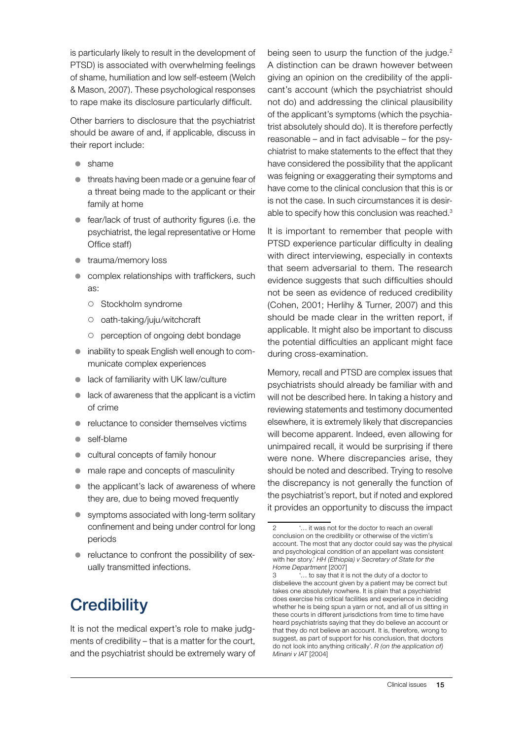is particularly likely to result in the development of PTSD) is associated with overwhelming feelings of shame, humiliation and low self-esteem (Welch & Mason, 2007). These psychological responses to rape make its disclosure particularly difficult.

Other barriers to disclosure that the psychiatrist should be aware of and, if applicable, discuss in their report include:

- shame
- threats having been made or a genuine fear of a threat being made to the applicant or their family at home
- fear/lack of trust of authority figures (i.e. the psychiatrist, the legal representative or Home Office staff)
- trauma/memory loss
- complex relationships with traffickers, such as:
  - Stockholm syndrome
  - oath-taking/juju/witchcraft
  - perception of ongoing debt bondage
- inability to speak English well enough to communicate complex experiences
- lack of familiarity with UK law/culture
- lack of awareness that the applicant is a victim of crime
- reluctance to consider themselves victims
- self-blame
- cultural concepts of family honour
- male rape and concepts of masculinity
- the applicant's lack of awareness of where they are, due to being moved frequently
- symptoms associated with long-term solitary confinement and being under control for long periods
- reluctance to confront the possibility of sexually transmitted infections.

## Credibility

It is not the medical expert's role to make judgments of credibility – that is a matter for the court, and the psychiatrist should be extremely wary of being seen to usurp the function of the judge.[2] A distinction can be drawn however between giving an opinion on the credibility of the applicant's account (which the psychiatrist should not do) and addressing the clinical plausibility of the applicant's symptoms (which the psychiatrist absolutely should do). It is therefore perfectly reasonable – and in fact advisable – for the psychiatrist to make statements to the effect that they have considered the possibility that the applicant was feigning or exaggerating their symptoms and have come to the clinical conclusion that this is or is not the case. In such circumstances it is desirable to specify how this conclusion was reached.[3]

It is important to remember that people with PTSD experience particular difficulty in dealing with direct interviewing, especially in contexts that seem adversarial to them. The research evidence suggests that such difficulties should not be seen as evidence of reduced credibility (Cohen, 2001; Herlihy & Turner, 2007) and this should be made clear in the written report, if applicable. It might also be important to discuss the potential difficulties an applicant might face during cross-examination.

Memory, recall and PTSD are complex issues that psychiatrists should already be familiar with and will not be described here. In taking a history and reviewing statements and testimony documented elsewhere, it is extremely likely that discrepancies will become apparent. Indeed, even allowing for unimpaired recall, it would be surprising if there were none. Where discrepancies arise, they should be noted and described. Trying to resolve the discrepancy is not generally the function of the psychiatrist's report, but if noted and explored it provides an opportunity to discuss the impact

---

2 '… it was not for the doctor to reach an overall conclusion on the credibility or otherwise of the victim's account. The most that any doctor could say was the physical and psychological condition of an appellant was consistent with her story.' *HH (Ethiopia) v Secretary of State for the Home Department* [2007]

3 '… to say that it is not the duty of a doctor to disbelieve the account given by a patient may be correct but takes one absolutely nowhere. It is plain that a psychiatrist does exercise his critical facilities and experience in deciding whether he is being spun a yarn or not, and all of us sitting in these courts in different jurisdictions from time to time have heard psychiatrists saying that they do believe an account or that they do not believe an account. It is, therefore, wrong to suggest, as part of support for his conclusion, that doctors do not look into anything critically'. *R (on the application of) Minani v IAT* [2004]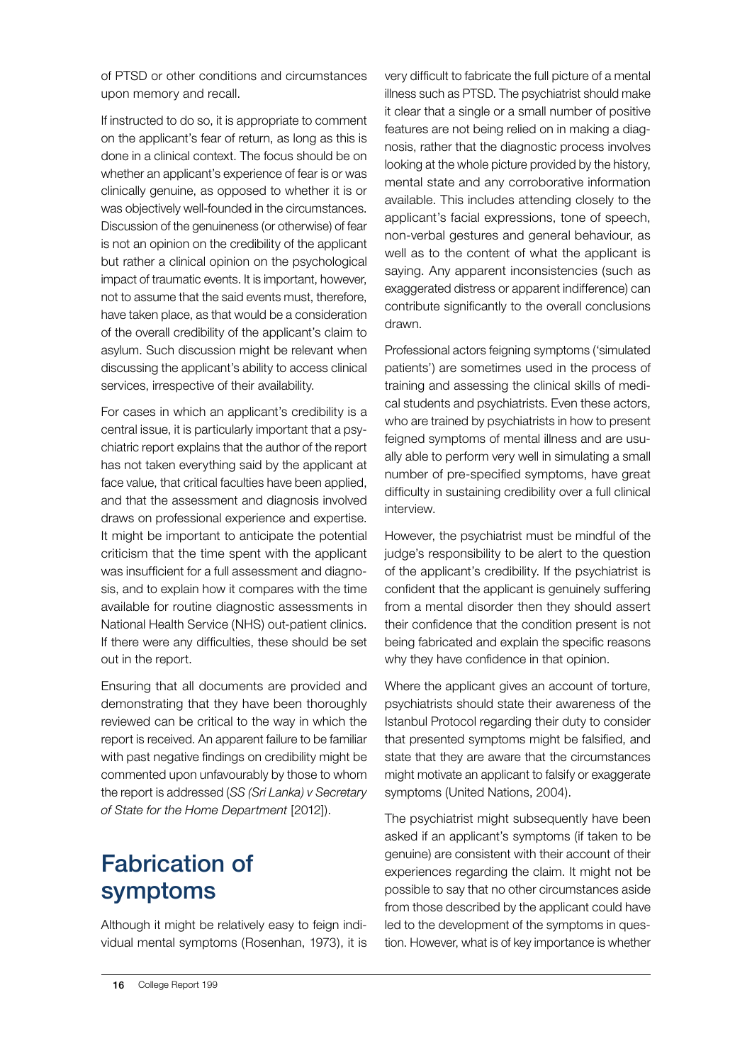of PTSD or other conditions and circumstances upon memory and recall.

If instructed to do so, it is appropriate to comment on the applicant's fear of return, as long as this is done in a clinical context. The focus should be on whether an applicant's experience of fear is or was clinically genuine, as opposed to whether it is or was objectively well-founded in the circumstances. Discussion of the genuineness (or otherwise) of fear is not an opinion on the credibility of the applicant but rather a clinical opinion on the psychological impact of traumatic events. It is important, however, not to assume that the said events must, therefore, have taken place, as that would be a consideration of the overall credibility of the applicant's claim to asylum. Such discussion might be relevant when discussing the applicant's ability to access clinical services, irrespective of their availability.

For cases in which an applicant's credibility is a central issue, it is particularly important that a psychiatric report explains that the author of the report has not taken everything said by the applicant at face value, that critical faculties have been applied, and that the assessment and diagnosis involved draws on professional experience and expertise. It might be important to anticipate the potential criticism that the time spent with the applicant was insufficient for a full assessment and diagnosis, and to explain how it compares with the time available for routine diagnostic assessments in National Health Service (NHS) out-patient clinics. If there were any difficulties, these should be set out in the report.

Ensuring that all documents are provided and demonstrating that they have been thoroughly reviewed can be critical to the way in which the report is received. An apparent failure to be familiar with past negative findings on credibility might be commented upon unfavourably by those to whom the report is addressed (*SS (Sri Lanka) v Secretary of State for the Home Department* [2012]).

## Fabrication of symptoms

Although it might be relatively easy to feign individual mental symptoms (Rosenhan, 1973), it is very difficult to fabricate the full picture of a mental illness such as PTSD. The psychiatrist should make it clear that a single or a small number of positive features are not being relied on in making a diagnosis, rather that the diagnostic process involves looking at the whole picture provided by the history, mental state and any corroborative information available. This includes attending closely to the applicant's facial expressions, tone of speech, non-verbal gestures and general behaviour, as well as to the content of what the applicant is saying. Any apparent inconsistencies (such as exaggerated distress or apparent indifference) can contribute significantly to the overall conclusions drawn.

Professional actors feigning symptoms ('simulated patients') are sometimes used in the process of training and assessing the clinical skills of medical students and psychiatrists. Even these actors, who are trained by psychiatrists in how to present feigned symptoms of mental illness and are usually able to perform very well in simulating a small number of pre-specified symptoms, have great difficulty in sustaining credibility over a full clinical interview.

However, the psychiatrist must be mindful of the judge's responsibility to be alert to the question of the applicant's credibility. If the psychiatrist is confident that the applicant is genuinely suffering from a mental disorder then they should assert their confidence that the condition present is not being fabricated and explain the specific reasons why they have confidence in that opinion.

Where the applicant gives an account of torture, psychiatrists should state their awareness of the Istanbul Protocol regarding their duty to consider that presented symptoms might be falsified, and state that they are aware that the circumstances might motivate an applicant to falsify or exaggerate symptoms (United Nations, 2004).

The psychiatrist might subsequently have been asked if an applicant's symptoms (if taken to be genuine) are consistent with their account of their experiences regarding the claim. It might not be possible to say that no other circumstances aside from those described by the applicant could have led to the development of the symptoms in question. However, what is of key importance is whether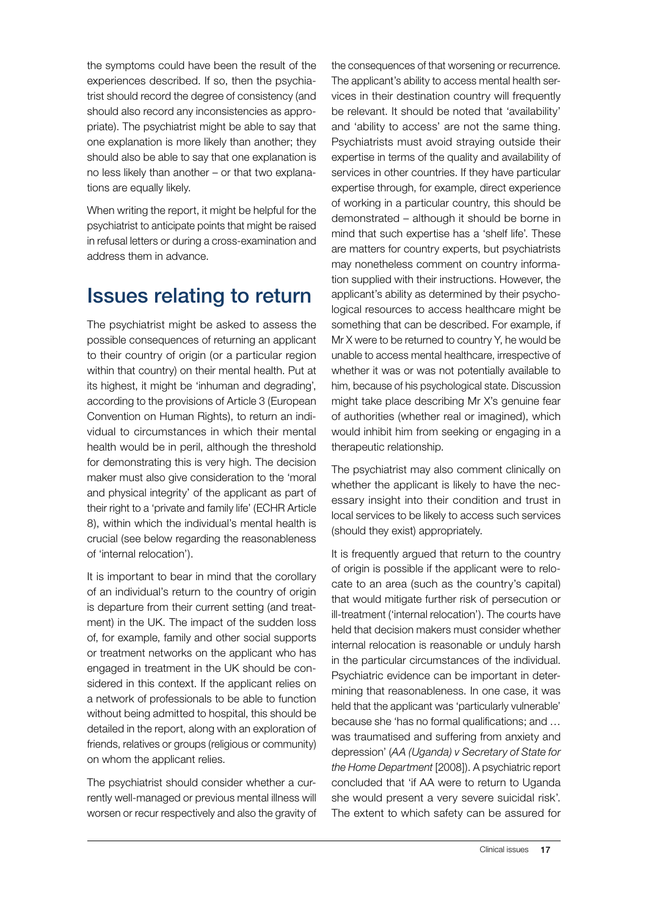the symptoms could have been the result of the experiences described. If so, then the psychiatrist should record the degree of consistency (and should also record any inconsistencies as appropriate). The psychiatrist might be able to say that one explanation is more likely than another; they should also be able to say that one explanation is no less likely than another – or that two explanations are equally likely.

When writing the report, it might be helpful for the psychiatrist to anticipate points that might be raised in refusal letters or during a cross-examination and address them in advance.

## Issues relating to return

The psychiatrist might be asked to assess the possible consequences of returning an applicant to their country of origin (or a particular region within that country) on their mental health. Put at its highest, it might be 'inhuman and degrading', according to the provisions of Article 3 (European Convention on Human Rights), to return an individual to circumstances in which their mental health would be in peril, although the threshold for demonstrating this is very high. The decision maker must also give consideration to the 'moral and physical integrity' of the applicant as part of their right to a 'private and family life' (ECHR Article 8), within which the individual's mental health is crucial (see below regarding the reasonableness of 'internal relocation').

It is important to bear in mind that the corollary of an individual's return to the country of origin is departure from their current setting (and treatment) in the UK. The impact of the sudden loss of, for example, family and other social supports or treatment networks on the applicant who has engaged in treatment in the UK should be considered in this context. If the applicant relies on a network of professionals to be able to function without being admitted to hospital, this should be detailed in the report, along with an exploration of friends, relatives or groups (religious or community) on whom the applicant relies.

The psychiatrist should consider whether a currently well-managed or previous mental illness will worsen or recur respectively and also the gravity of the consequences of that worsening or recurrence. The applicant's ability to access mental health services in their destination country will frequently be relevant. It should be noted that 'availability' and 'ability to access' are not the same thing. Psychiatrists must avoid straying outside their expertise in terms of the quality and availability of services in other countries. If they have particular expertise through, for example, direct experience of working in a particular country, this should be demonstrated – although it should be borne in mind that such expertise has a 'shelf life'. These are matters for country experts, but psychiatrists may nonetheless comment on country information supplied with their instructions. However, the applicant's ability as determined by their psychological resources to access healthcare might be something that can be described. For example, if Mr X were to be returned to country Y, he would be unable to access mental healthcare, irrespective of whether it was or was not potentially available to him, because of his psychological state. Discussion might take place describing Mr X's genuine fear of authorities (whether real or imagined), which would inhibit him from seeking or engaging in a therapeutic relationship.

The psychiatrist may also comment clinically on whether the applicant is likely to have the necessary insight into their condition and trust in local services to be likely to access such services (should they exist) appropriately.

It is frequently argued that return to the country of origin is possible if the applicant were to relocate to an area (such as the country's capital) that would mitigate further risk of persecution or ill-treatment ('internal relocation'). The courts have held that decision makers must consider whether internal relocation is reasonable or unduly harsh in the particular circumstances of the individual. Psychiatric evidence can be important in determining that reasonableness. In one case, it was held that the applicant was 'particularly vulnerable' because she 'has no formal qualifications; and … was traumatised and suffering from anxiety and depression' (*AA (Uganda) v Secretary of State for the Home Department* [2008]). A psychiatric report concluded that 'if AA were to return to Uganda she would present a very severe suicidal risk'. The extent to which safety can be assured for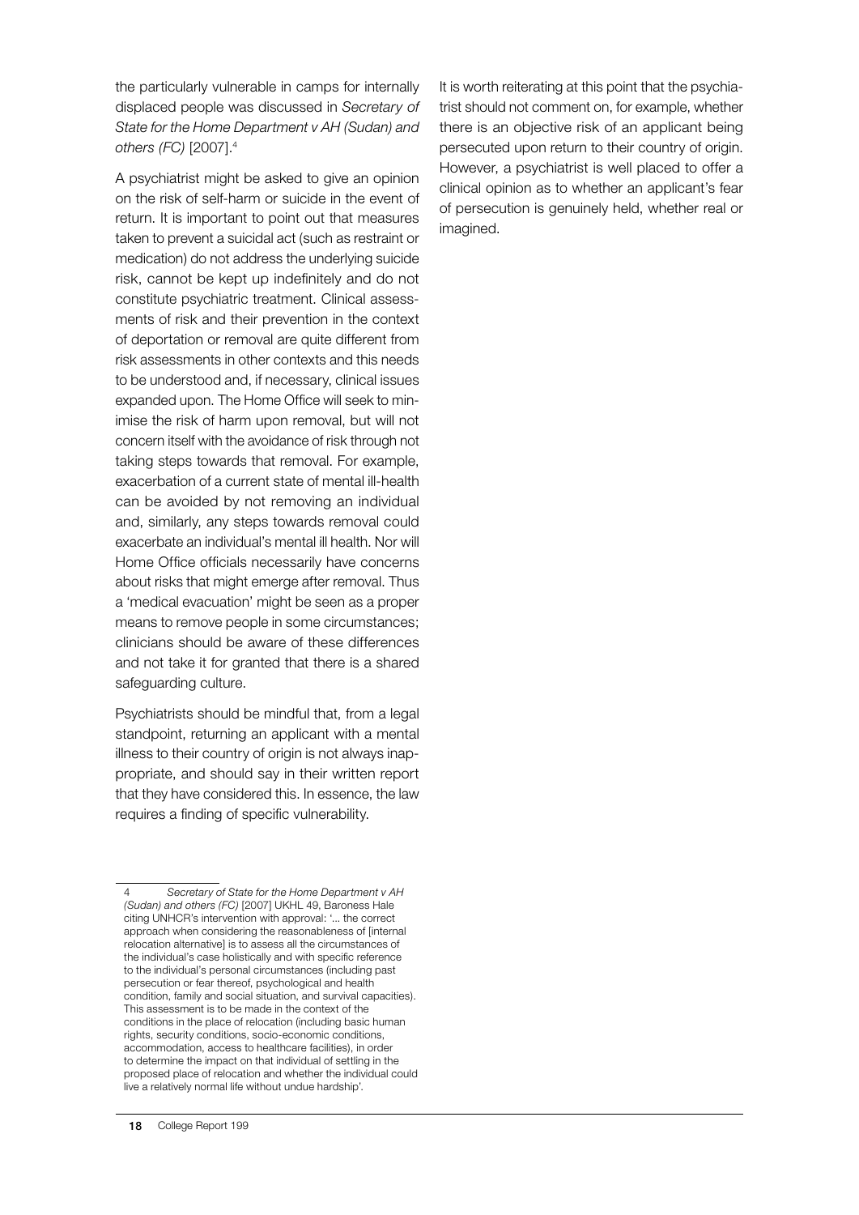the particularly vulnerable in camps for internally displaced people was discussed in *Secretary of State for the Home Department v AH (Sudan) and others (FC)* [2007].[4]

A psychiatrist might be asked to give an opinion on the risk of self-harm or suicide in the event of return. It is important to point out that measures taken to prevent a suicidal act (such as restraint or medication) do not address the underlying suicide risk, cannot be kept up indefinitely and do not constitute psychiatric treatment. Clinical assessments of risk and their prevention in the context of deportation or removal are quite different from risk assessments in other contexts and this needs to be understood and, if necessary, clinical issues expanded upon. The Home Office will seek to minimise the risk of harm upon removal, but will not concern itself with the avoidance of risk through not taking steps towards that removal. For example, exacerbation of a current state of mental ill-health can be avoided by not removing an individual and, similarly, any steps towards removal could exacerbate an individual's mental ill health. Nor will Home Office officials necessarily have concerns about risks that might emerge after removal. Thus a 'medical evacuation' might be seen as a proper means to remove people in some circumstances; clinicians should be aware of these differences and not take it for granted that there is a shared safeguarding culture.

Psychiatrists should be mindful that, from a legal standpoint, returning an applicant with a mental illness to their country of origin is not always inappropriate, and should say in their written report that they have considered this. In essence, the law requires a finding of specific vulnerability.

It is worth reiterating at this point that the psychiatrist should not comment on, for example, whether there is an objective risk of an applicant being persecuted upon return to their country of origin. However, a psychiatrist is well placed to offer a clinical opinion as to whether an applicant's fear of persecution is genuinely held, whether real or imagined.

---

4 *Secretary of State for the Home Department v AH (Sudan) and others (FC)* [2007] UKHL 49, Baroness Hale citing UNHCR's intervention with approval: '... the correct approach when considering the reasonableness of [internal relocation alternative] is to assess all the circumstances of the individual's case holistically and with specific reference to the individual's personal circumstances (including past persecution or fear thereof, psychological and health condition, family and social situation, and survival capacities). This assessment is to be made in the context of the conditions in the place of relocation (including basic human rights, security conditions, socio-economic conditions, accommodation, access to healthcare facilities), in order to determine the impact on that individual of settling in the proposed place of relocation and whether the individual could live a relatively normal life without undue hardship'.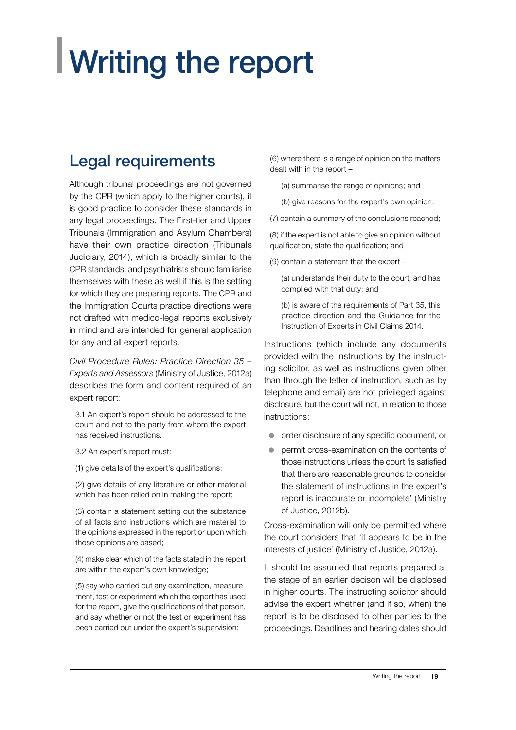# Writing the report

## Legal requirements

Although tribunal proceedings are not governed by the CPR (which apply to the higher courts), it is good practice to consider these standards in any legal proceedings. The First-tier and Upper Tribunals (Immigration and Asylum Chambers) have their own practice direction (Tribunals Judiciary, 2014), which is broadly similar to the CPR standards, and psychiatrists should familiarise themselves with these as well if this is the setting for which they are preparing reports. The CPR and the Immigration Courts practice directions were not drafted with medico-legal reports exclusively in mind and are intended for general application for any and all expert reports.

*Civil Procedure Rules: Practice Direction 35 – Experts and Assessors* (Ministry of Justice, 2012a) describes the form and content required of an expert report:

> 3.1 An expert's report should be addressed to the court and not to the party from whom the expert has received instructions.
>
> 3.2 An expert's report must:
>
> (1) give details of the expert's qualifications;
>
> (2) give details of any literature or other material which has been relied on in making the report;
>
> (3) contain a statement setting out the substance of all facts and instructions which are material to the opinions expressed in the report or upon which those opinions are based;
>
> (4) make clear which of the facts stated in the report are within the expert's own knowledge;
>
> (5) say who carried out any examination, measurement, test or experiment which the expert has used for the report, give the qualifications of that person, and say whether or not the test or experiment has been carried out under the expert's supervision;
>
> (6) where there is a range of opinion on the matters dealt with in the report –
>
> (a) summarise the range of opinions; and
>
> (b) give reasons for the expert's own opinion;
>
> (7) contain a summary of the conclusions reached;
>
> (8) if the expert is not able to give an opinion without qualification, state the qualification; and
>
> (9) contain a statement that the expert –
>
> (a) understands their duty to the court, and has complied with that duty; and
>
> (b) is aware of the requirements of Part 35, this practice direction and the Guidance for the Instruction of Experts in Civil Claims 2014.

Instructions (which include any documents provided with the instructions by the instructing solicitor, as well as instructions given other than through the letter of instruction, such as by telephone and email) are not privileged against disclosure, but the court will not, in relation to those instructions:

- order disclosure of any specific document, or
- permit cross-examination on the contents of those instructions unless the court 'is satisfied that there are reasonable grounds to consider the statement of instructions in the expert's report is inaccurate or incomplete' (Ministry of Justice, 2012b).

Cross-examination will only be permitted where the court considers that 'it appears to be in the interests of justice' (Ministry of Justice, 2012a).

It should be assumed that reports prepared at the stage of an earlier decison will be disclosed in higher courts. The instructing solicitor should advise the expert whether (and if so, when) the report is to be disclosed to other parties to the proceedings. Deadlines and hearing dates should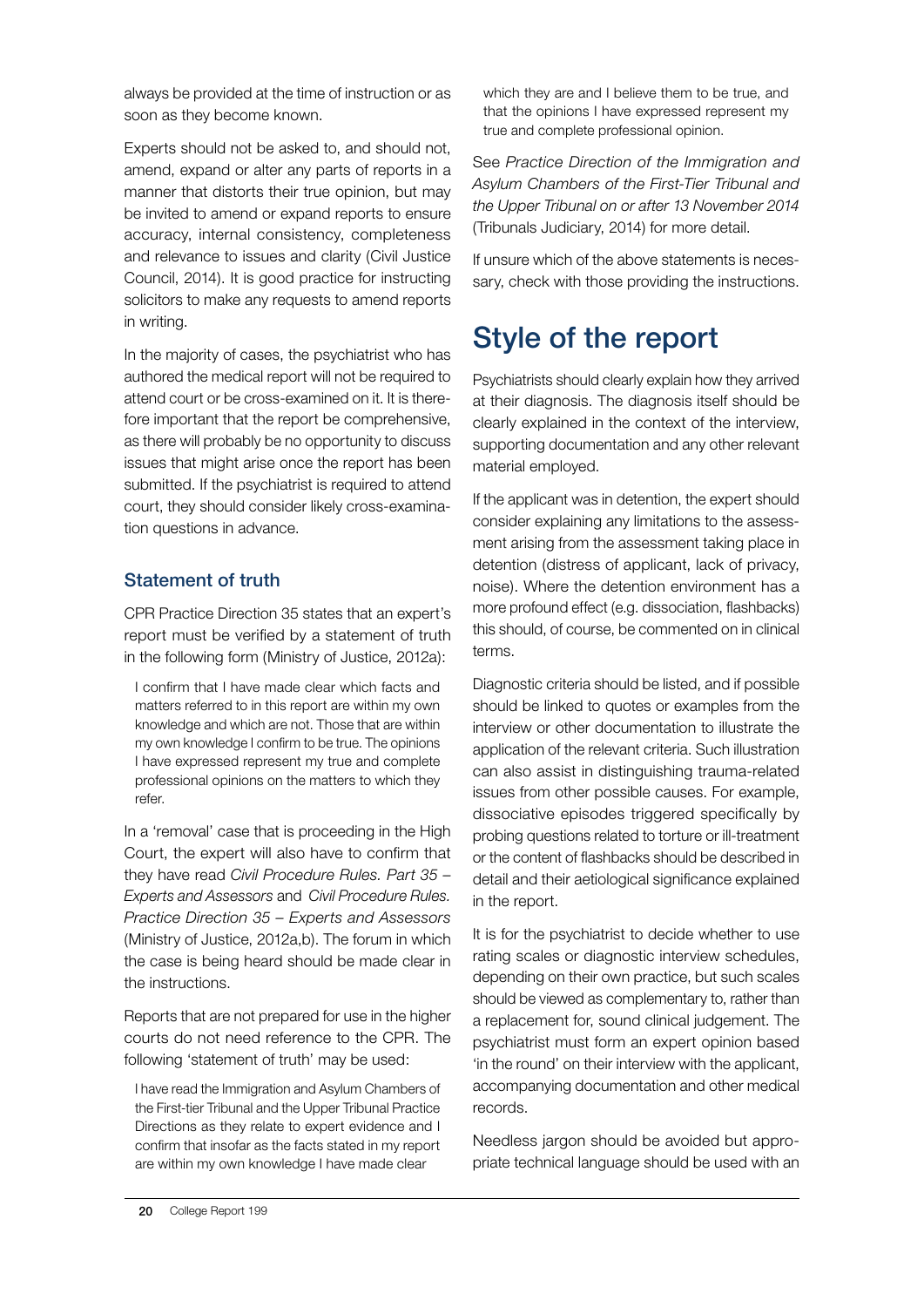always be provided at the time of instruction or as soon as they become known.

Experts should not be asked to, and should not, amend, expand or alter any parts of reports in a manner that distorts their true opinion, but may be invited to amend or expand reports to ensure accuracy, internal consistency, completeness and relevance to issues and clarity (Civil Justice Council, 2014). It is good practice for instructing solicitors to make any requests to amend reports in writing.

In the majority of cases, the psychiatrist who has authored the medical report will not be required to attend court or be cross-examined on it. It is therefore important that the report be comprehensive, as there will probably be no opportunity to discuss issues that might arise once the report has been submitted. If the psychiatrist is required to attend court, they should consider likely cross-examination questions in advance.

### Statement of truth

CPR Practice Direction 35 states that an expert's report must be verified by a statement of truth in the following form (Ministry of Justice, 2012a):

> I confirm that I have made clear which facts and matters referred to in this report are within my own knowledge and which are not. Those that are within my own knowledge I confirm to be true. The opinions I have expressed represent my true and complete professional opinions on the matters to which they refer.

In a 'removal' case that is proceeding in the High Court, the expert will also have to confirm that they have read *Civil Procedure Rules. Part 35 – Experts and Assessors* and *Civil Procedure Rules. Practice Direction 35 – Experts and Assessors* (Ministry of Justice, 2012a,b). The forum in which the case is being heard should be made clear in the instructions.

Reports that are not prepared for use in the higher courts do not need reference to the CPR. The following 'statement of truth' may be used:

> I have read the Immigration and Asylum Chambers of the First-tier Tribunal and the Upper Tribunal Practice Directions as they relate to expert evidence and I confirm that insofar as the facts stated in my report are within my own knowledge I have made clear which they are and I believe them to be true, and that the opinions I have expressed represent my true and complete professional opinion.

See *Practice Direction of the Immigration and Asylum Chambers of the First-Tier Tribunal and the Upper Tribunal on or after 13 November 2014* (Tribunals Judiciary, 2014) for more detail.

If unsure which of the above statements is necessary, check with those providing the instructions.

## Style of the report

Psychiatrists should clearly explain how they arrived at their diagnosis. The diagnosis itself should be clearly explained in the context of the interview, supporting documentation and any other relevant material employed.

If the applicant was in detention, the expert should consider explaining any limitations to the assessment arising from the assessment taking place in detention (distress of applicant, lack of privacy, noise). Where the detention environment has a more profound effect (e.g. dissociation, flashbacks) this should, of course, be commented on in clinical terms.

Diagnostic criteria should be listed, and if possible should be linked to quotes or examples from the interview or other documentation to illustrate the application of the relevant criteria. Such illustration can also assist in distinguishing trauma-related issues from other possible causes. For example, dissociative episodes triggered specifically by probing questions related to torture or ill-treatment or the content of flashbacks should be described in detail and their aetiological significance explained in the report.

It is for the psychiatrist to decide whether to use rating scales or diagnostic interview schedules, depending on their own practice, but such scales should be viewed as complementary to, rather than a replacement for, sound clinical judgement. The psychiatrist must form an expert opinion based 'in the round' on their interview with the applicant, accompanying documentation and other medical records.

Needless jargon should be avoided but appropriate technical language should be used with an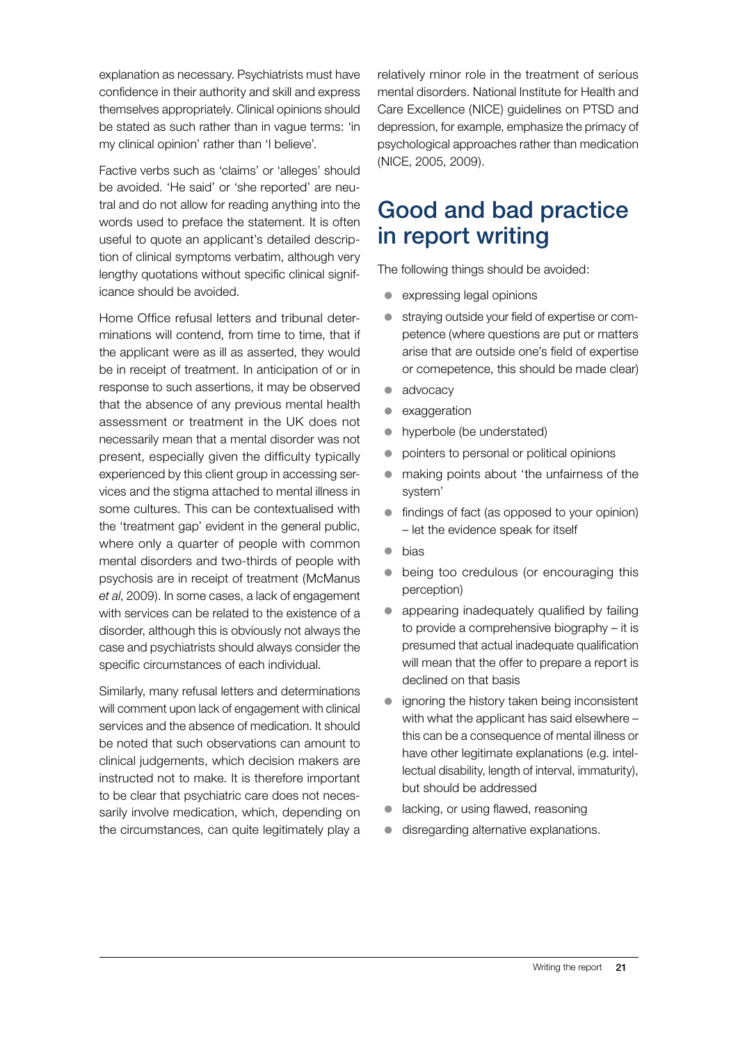explanation as necessary. Psychiatrists must have confidence in their authority and skill and express themselves appropriately. Clinical opinions should be stated as such rather than in vague terms: 'in my clinical opinion' rather than 'I believe'.

Factive verbs such as 'claims' or 'alleges' should be avoided. 'He said' or 'she reported' are neutral and do not allow for reading anything into the words used to preface the statement. It is often useful to quote an applicant's detailed description of clinical symptoms verbatim, although very lengthy quotations without specific clinical significance should be avoided.

Home Office refusal letters and tribunal determinations will contend, from time to time, that if the applicant were as ill as asserted, they would be in receipt of treatment. In anticipation of or in response to such assertions, it may be observed that the absence of any previous mental health assessment or treatment in the UK does not necessarily mean that a mental disorder was not present, especially given the difficulty typically experienced by this client group in accessing services and the stigma attached to mental illness in some cultures. This can be contextualised with the 'treatment gap' evident in the general public, where only a quarter of people with common mental disorders and two-thirds of people with psychosis are in receipt of treatment (McManus *et al*, 2009). In some cases, a lack of engagement with services can be related to the existence of a disorder, although this is obviously not always the case and psychiatrists should always consider the specific circumstances of each individual.

Similarly, many refusal letters and determinations will comment upon lack of engagement with clinical services and the absence of medication. It should be noted that such observations can amount to clinical judgements, which decision makers are instructed not to make. It is therefore important to be clear that psychiatric care does not necessarily involve medication, which, depending on the circumstances, can quite legitimately play a relatively minor role in the treatment of serious mental disorders. National Institute for Health and Care Excellence (NICE) guidelines on PTSD and depression, for example, emphasize the primacy of psychological approaches rather than medication (NICE, 2005, 2009).

## Good and bad practice in report writing

The following things should be avoided:

- expressing legal opinions
- straying outside your field of expertise or competence (where questions are put or matters arise that are outside one's field of expertise or comepetence, this should be made clear)
- advocacy
- exaggeration
- hyperbole (be understated)
- pointers to personal or political opinions
- making points about 'the unfairness of the system'
- findings of fact (as opposed to your opinion) – let the evidence speak for itself
- bias
- being too credulous (or encouraging this perception)
- appearing inadequately qualified by failing to provide a comprehensive biography – it is presumed that actual inadequate qualification will mean that the offer to prepare a report is declined on that basis
- ignoring the history taken being inconsistent with what the applicant has said elsewhere – this can be a consequence of mental illness or have other legitimate explanations (e.g. intellectual disability, length of interval, immaturity), but should be addressed
- lacking, or using flawed, reasoning
- disregarding alternative explanations.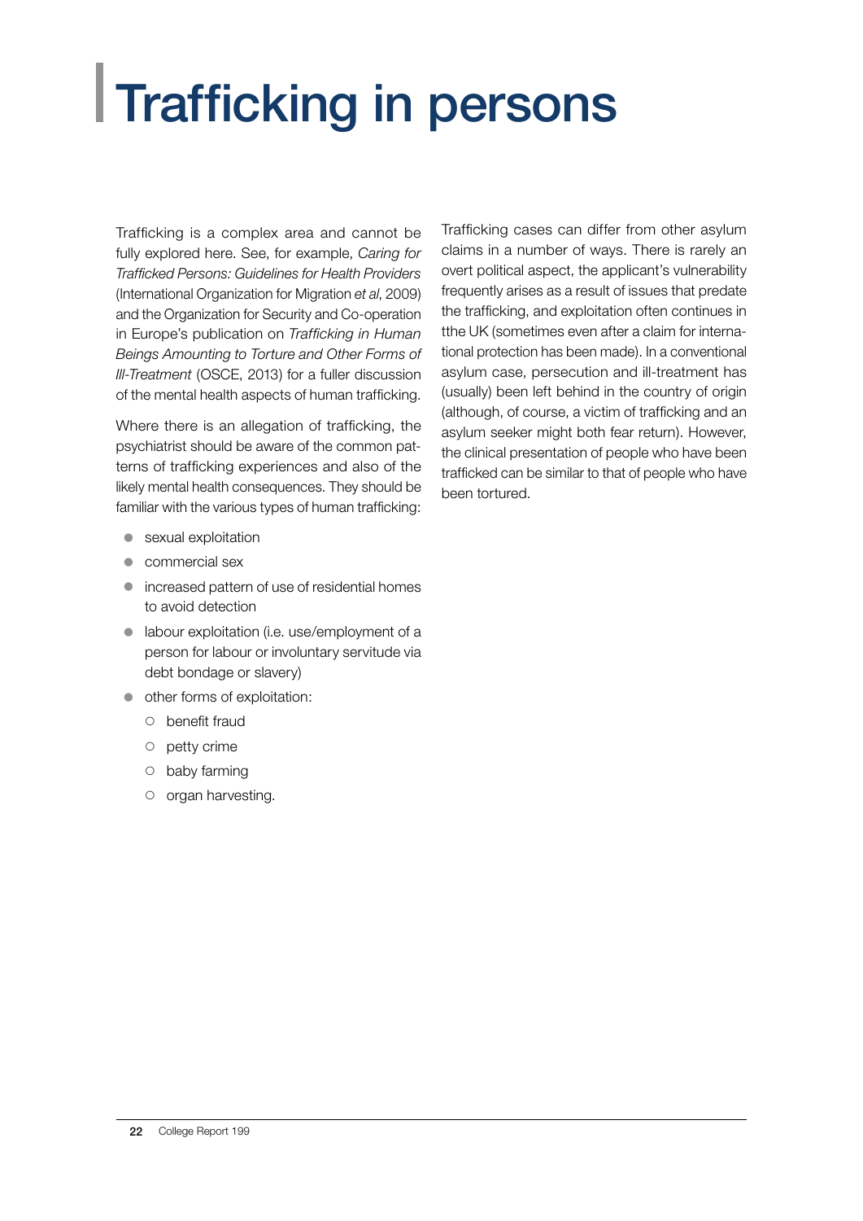# Trafficking in persons

Trafficking is a complex area and cannot be fully explored here. See, for example, *Caring for Trafficked Persons: Guidelines for Health Providers* (International Organization for Migration *et al*, 2009) and the Organization for Security and Co-operation in Europe's publication on *Trafficking in Human Beings Amounting to Torture and Other Forms of Ill-Treatment* (OSCE, 2013) for a fuller discussion of the mental health aspects of human trafficking.

Where there is an allegation of trafficking, the psychiatrist should be aware of the common patterns of trafficking experiences and also of the likely mental health consequences. They should be familiar with the various types of human trafficking:

- sexual exploitation
- commercial sex
- increased pattern of use of residential homes to avoid detection
- labour exploitation (i.e. use/employment of a person for labour or involuntary servitude via debt bondage or slavery)
- other forms of exploitation:
  - benefit fraud
  - petty crime
  - baby farming
  - organ harvesting.

Trafficking cases can differ from other asylum claims in a number of ways. There is rarely an overt political aspect, the applicant's vulnerability frequently arises as a result of issues that predate the trafficking, and exploitation often continues in tthe UK (sometimes even after a claim for international protection has been made). In a conventional asylum case, persecution and ill-treatment has (usually) been left behind in the country of origin (although, of course, a victim of trafficking and an asylum seeker might both fear return). However, the clinical presentation of people who have been trafficked can be similar to that of people who have been tortured.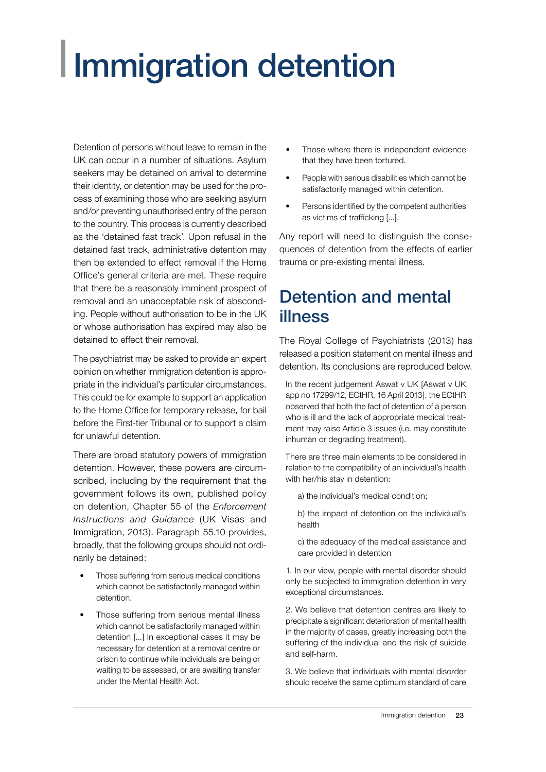# Immigration detention

Detention of persons without leave to remain in the UK can occur in a number of situations. Asylum seekers may be detained on arrival to determine their identity, or detention may be used for the process of examining those who are seeking asylum and/or preventing unauthorised entry of the person to the country. This process is currently described as the 'detained fast track'. Upon refusal in the detained fast track, administrative detention may then be extended to effect removal if the Home Office's general criteria are met. These require that there be a reasonably imminent prospect of removal and an unacceptable risk of absconding. People without authorisation to be in the UK or whose authorisation has expired may also be detained to effect their removal.

The psychiatrist may be asked to provide an expert opinion on whether immigration detention is appropriate in the individual's particular circumstances. This could be for example to support an application to the Home Office for temporary release, for bail before the First-tier Tribunal or to support a claim for unlawful detention.

There are broad statutory powers of immigration detention. However, these powers are circumscribed, including by the requirement that the government follows its own, published policy on detention, Chapter 55 of the *Enforcement Instructions and Guidance* (UK Visas and Immigration, 2013). Paragraph 55.10 provides, broadly, that the following groups should not ordinarily be detained:

- Those suffering from serious medical conditions which cannot be satisfactorily managed within detention.
- Those suffering from serious mental illness which cannot be satisfactorily managed within detention [...] In exceptional cases it may be necessary for detention at a removal centre or prison to continue while individuals are being or waiting to be assessed, or are awaiting transfer under the Mental Health Act.
- Those where there is independent evidence that they have been tortured.
- People with serious disabilities which cannot be satisfactorily managed within detention.
- Persons identified by the competent authorities as victims of trafficking [...].

Any report will need to distinguish the consequences of detention from the effects of earlier trauma or pre-existing mental illness.

## Detention and mental illness

The Royal College of Psychiatrists (2013) has released a position statement on mental illness and detention. Its conclusions are reproduced below.

> In the recent judgement Aswat v UK [Aswat v UK app no 17299/12, ECtHR, 16 April 2013], the ECtHR observed that both the fact of detention of a person who is ill and the lack of appropriate medical treatment may raise Article 3 issues (i.e. may constitute inhuman or degrading treatment).
>
> There are three main elements to be considered in relation to the compatibility of an individual's health with her/his stay in detention:
>
> a) the individual's medical condition;
>
> b) the impact of detention on the individual's health
>
> c) the adequacy of the medical assistance and care provided in detention
>
> 1. In our view, people with mental disorder should only be subjected to immigration detention in very exceptional circumstances.
>
> 2. We believe that detention centres are likely to precipitate a significant deterioration of mental health in the majority of cases, greatly increasing both the suffering of the individual and the risk of suicide and self-harm.
>
> 3. We believe that individuals with mental disorder should receive the same optimum standard of care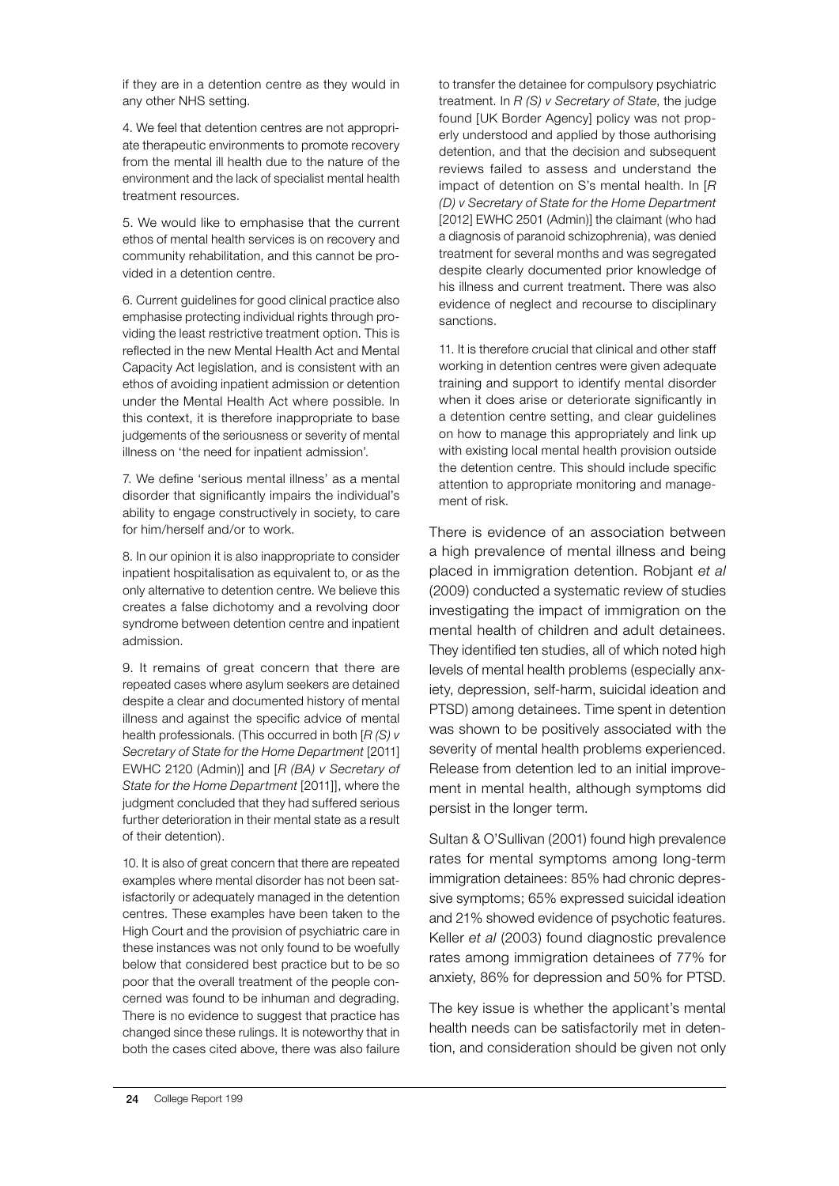if they are in a detention centre as they would in any other NHS setting.

4. We feel that detention centres are not appropriate therapeutic environments to promote recovery from the mental ill health due to the nature of the environment and the lack of specialist mental health treatment resources.

5. We would like to emphasise that the current ethos of mental health services is on recovery and community rehabilitation, and this cannot be provided in a detention centre.

6. Current guidelines for good clinical practice also emphasise protecting individual rights through providing the least restrictive treatment option. This is reflected in the new Mental Health Act and Mental Capacity Act legislation, and is consistent with an ethos of avoiding inpatient admission or detention under the Mental Health Act where possible. In this context, it is therefore inappropriate to base judgements of the seriousness or severity of mental illness on 'the need for inpatient admission'.

7. We define 'serious mental illness' as a mental disorder that significantly impairs the individual's ability to engage constructively in society, to care for him/herself and/or to work.

8. In our opinion it is also inappropriate to consider inpatient hospitalisation as equivalent to, or as the only alternative to detention centre. We believe this creates a false dichotomy and a revolving door syndrome between detention centre and inpatient admission.

9. It remains of great concern that there are repeated cases where asylum seekers are detained despite a clear and documented history of mental illness and against the specific advice of mental health professionals. (This occurred in both [*R (S) v Secretary of State for the Home Department* [2011] EWHC 2120 (Admin)] and [*R (BA) v Secretary of State for the Home Department* [2011]], where the judgment concluded that they had suffered serious further deterioration in their mental state as a result of their detention).

10. It is also of great concern that there are repeated examples where mental disorder has not been satisfactorily or adequately managed in the detention centres. These examples have been taken to the High Court and the provision of psychiatric care in these instances was not only found to be woefully below that considered best practice but to be so poor that the overall treatment of the people concerned was found to be inhuman and degrading. There is no evidence to suggest that practice has changed since these rulings. It is noteworthy that in both the cases cited above, there was also failure to transfer the detainee for compulsory psychiatric treatment. In *R (S) v Secretary of State*, the judge found [UK Border Agency] policy was not properly understood and applied by those authorising detention, and that the decision and subsequent reviews failed to assess and understand the impact of detention on S's mental health. In [*R (D) v Secretary of State for the Home Department* [2012] EWHC 2501 (Admin)] the claimant (who had a diagnosis of paranoid schizophrenia), was denied treatment for several months and was segregated despite clearly documented prior knowledge of his illness and current treatment. There was also evidence of neglect and recourse to disciplinary sanctions.

11. It is therefore crucial that clinical and other staff working in detention centres were given adequate training and support to identify mental disorder when it does arise or deteriorate significantly in a detention centre setting, and clear guidelines on how to manage this appropriately and link up with existing local mental health provision outside the detention centre. This should include specific attention to appropriate monitoring and management of risk.

There is evidence of an association between a high prevalence of mental illness and being placed in immigration detention. Robjant *et al* (2009) conducted a systematic review of studies investigating the impact of immigration on the mental health of children and adult detainees. They identified ten studies, all of which noted high levels of mental health problems (especially anxiety, depression, self-harm, suicidal ideation and PTSD) among detainees. Time spent in detention was shown to be positively associated with the severity of mental health problems experienced. Release from detention led to an initial improvement in mental health, although symptoms did persist in the longer term.

Sultan & O'Sullivan (2001) found high prevalence rates for mental symptoms among long-term immigration detainees: 85% had chronic depressive symptoms; 65% expressed suicidal ideation and 21% showed evidence of psychotic features. Keller *et al* (2003) found diagnostic prevalence rates among immigration detainees of 77% for anxiety, 86% for depression and 50% for PTSD.

The key issue is whether the applicant's mental health needs can be satisfactorily met in detention, and consideration should be given not only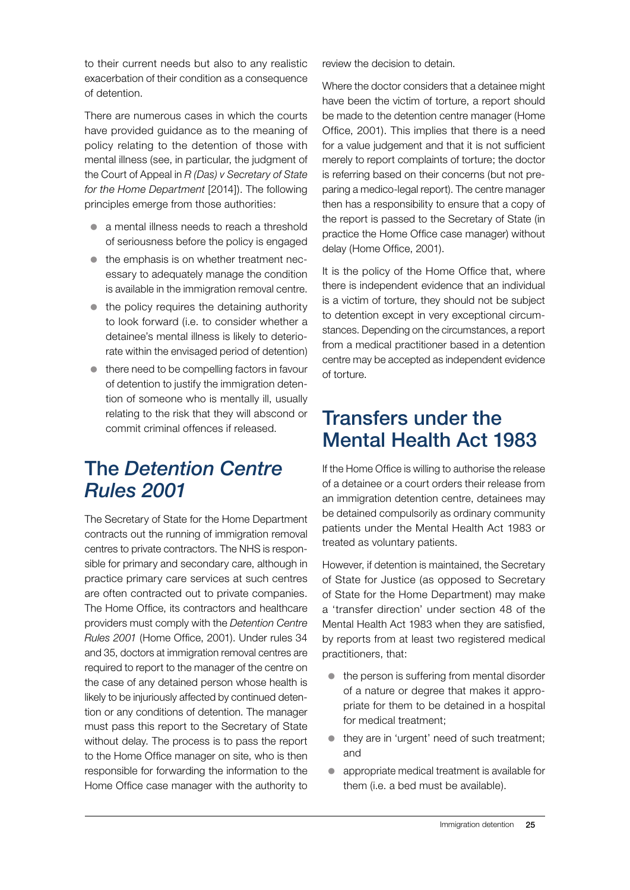to their current needs but also to any realistic exacerbation of their condition as a consequence of detention.

There are numerous cases in which the courts have provided guidance as to the meaning of policy relating to the detention of those with mental illness (see, in particular, the judgment of the Court of Appeal in *R (Das) v Secretary of State for the Home Department* [2014]). The following principles emerge from those authorities:

- a mental illness needs to reach a threshold of seriousness before the policy is engaged
- the emphasis is on whether treatment necessary to adequately manage the condition is available in the immigration removal centre.
- the policy requires the detaining authority to look forward (i.e. to consider whether a detainee's mental illness is likely to deteriorate within the envisaged period of detention)
- there need to be compelling factors in favour of detention to justify the immigration detention of someone who is mentally ill, usually relating to the risk that they will abscond or commit criminal offences if released.

## The *Detention Centre Rules 2001*

The Secretary of State for the Home Department contracts out the running of immigration removal centres to private contractors. The NHS is responsible for primary and secondary care, although in practice primary care services at such centres are often contracted out to private companies. The Home Office, its contractors and healthcare providers must comply with the *Detention Centre Rules 2001* (Home Office, 2001). Under rules 34 and 35, doctors at immigration removal centres are required to report to the manager of the centre on the case of any detained person whose health is likely to be injuriously affected by continued detention or any conditions of detention. The manager must pass this report to the Secretary of State without delay. The process is to pass the report to the Home Office manager on site, who is then responsible for forwarding the information to the Home Office case manager with the authority to review the decision to detain.

Where the doctor considers that a detainee might have been the victim of torture, a report should be made to the detention centre manager (Home Office, 2001). This implies that there is a need for a value judgement and that it is not sufficient merely to report complaints of torture; the doctor is referring based on their concerns (but not preparing a medico-legal report). The centre manager then has a responsibility to ensure that a copy of the report is passed to the Secretary of State (in practice the Home Office case manager) without delay (Home Office, 2001).

It is the policy of the Home Office that, where there is independent evidence that an individual is a victim of torture, they should not be subject to detention except in very exceptional circumstances. Depending on the circumstances, a report from a medical practitioner based in a detention centre may be accepted as independent evidence of torture.

## Transfers under the Mental Health Act 1983

If the Home Office is willing to authorise the release of a detainee or a court orders their release from an immigration detention centre, detainees may be detained compulsorily as ordinary community patients under the Mental Health Act 1983 or treated as voluntary patients.

However, if detention is maintained, the Secretary of State for Justice (as opposed to Secretary of State for the Home Department) may make a 'transfer direction' under section 48 of the Mental Health Act 1983 when they are satisfied, by reports from at least two registered medical practitioners, that:

- the person is suffering from mental disorder of a nature or degree that makes it appropriate for them to be detained in a hospital for medical treatment;
- they are in 'urgent' need of such treatment; and
- appropriate medical treatment is available for them (i.e. a bed must be available).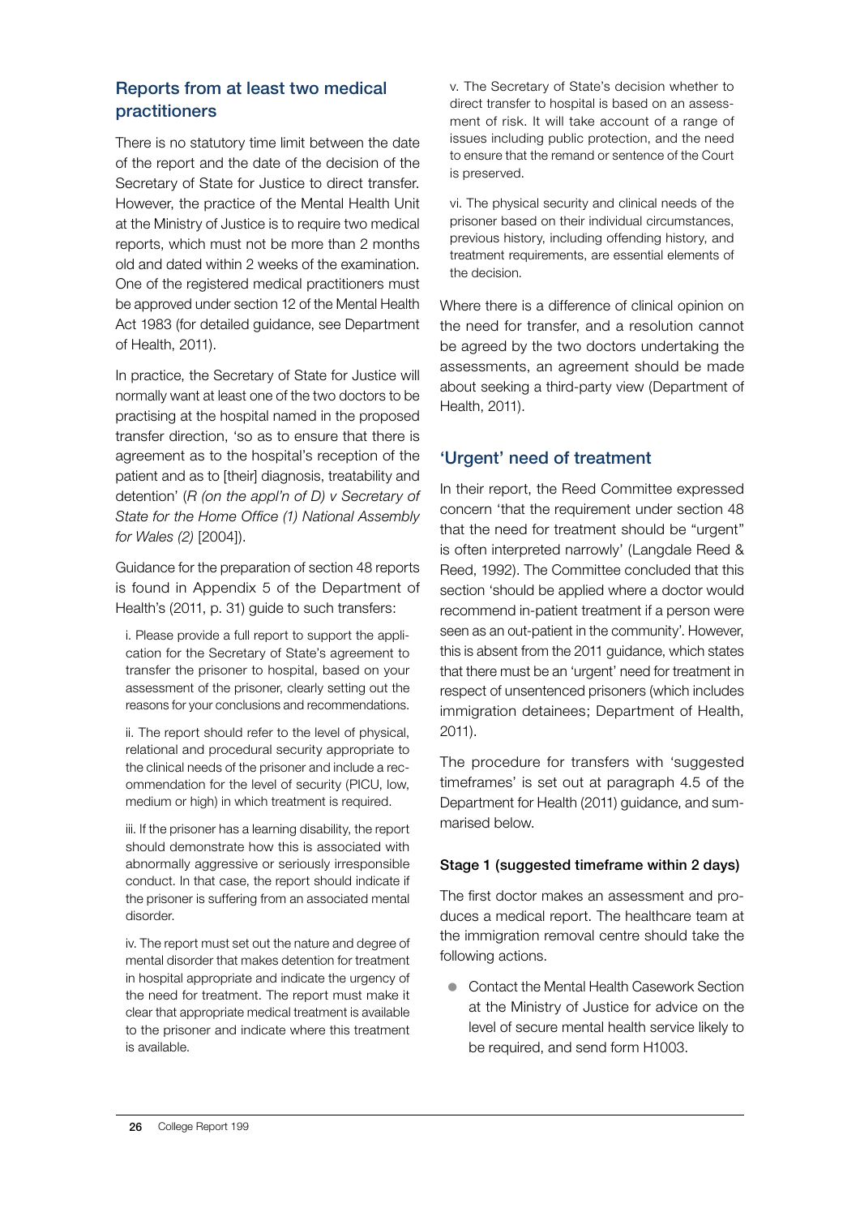## Reports from at least two medical practitioners

There is no statutory time limit between the date of the report and the date of the decision of the Secretary of State for Justice to direct transfer. However, the practice of the Mental Health Unit at the Ministry of Justice is to require two medical reports, which must not be more than 2 months old and dated within 2 weeks of the examination. One of the registered medical practitioners must be approved under section 12 of the Mental Health Act 1983 (for detailed guidance, see Department of Health, 2011).

In practice, the Secretary of State for Justice will normally want at least one of the two doctors to be practising at the hospital named in the proposed transfer direction, 'so as to ensure that there is agreement as to the hospital's reception of the patient and as to [their] diagnosis, treatability and detention' (*R (on the appl'n of D) v Secretary of State for the Home Office (1) National Assembly for Wales (2)* [2004]).

Guidance for the preparation of section 48 reports is found in Appendix 5 of the Department of Health's (2011, p. 31) guide to such transfers:

> i. Please provide a full report to support the application for the Secretary of State's agreement to transfer the prisoner to hospital, based on your assessment of the prisoner, clearly setting out the reasons for your conclusions and recommendations.
>
> ii. The report should refer to the level of physical, relational and procedural security appropriate to the clinical needs of the prisoner and include a recommendation for the level of security (PICU, low, medium or high) in which treatment is required.
>
> iii. If the prisoner has a learning disability, the report should demonstrate how this is associated with abnormally aggressive or seriously irresponsible conduct. In that case, the report should indicate if the prisoner is suffering from an associated mental disorder.
>
> iv. The report must set out the nature and degree of mental disorder that makes detention for treatment in hospital appropriate and indicate the urgency of the need for treatment. The report must make it clear that appropriate medical treatment is available to the prisoner and indicate where this treatment is available.
>
> v. The Secretary of State's decision whether to direct transfer to hospital is based on an assessment of risk. It will take account of a range of issues including public protection, and the need to ensure that the remand or sentence of the Court is preserved.
>
> vi. The physical security and clinical needs of the prisoner based on their individual circumstances, previous history, including offending history, and treatment requirements, are essential elements of the decision.

Where there is a difference of clinical opinion on the need for transfer, and a resolution cannot be agreed by the two doctors undertaking the assessments, an agreement should be made about seeking a third-party view (Department of Health, 2011).

## 'Urgent' need of treatment

In their report, the Reed Committee expressed concern 'that the requirement under section 48 that the need for treatment should be "urgent" is often interpreted narrowly' (Langdale Reed & Reed, 1992). The Committee concluded that this section 'should be applied where a doctor would recommend in-patient treatment if a person were seen as an out-patient in the community'. However, this is absent from the 2011 guidance, which states that there must be an 'urgent' need for treatment in respect of unsentenced prisoners (which includes immigration detainees; Department of Health, 2011).

The procedure for transfers with 'suggested timeframes' is set out at paragraph 4.5 of the Department for Health (2011) guidance, and summarised below.

### Stage 1 (suggested timeframe within 2 days)

The first doctor makes an assessment and produces a medical report. The healthcare team at the immigration removal centre should take the following actions.

- Contact the Mental Health Casework Section at the Ministry of Justice for advice on the level of secure mental health service likely to be required, and send form H1003.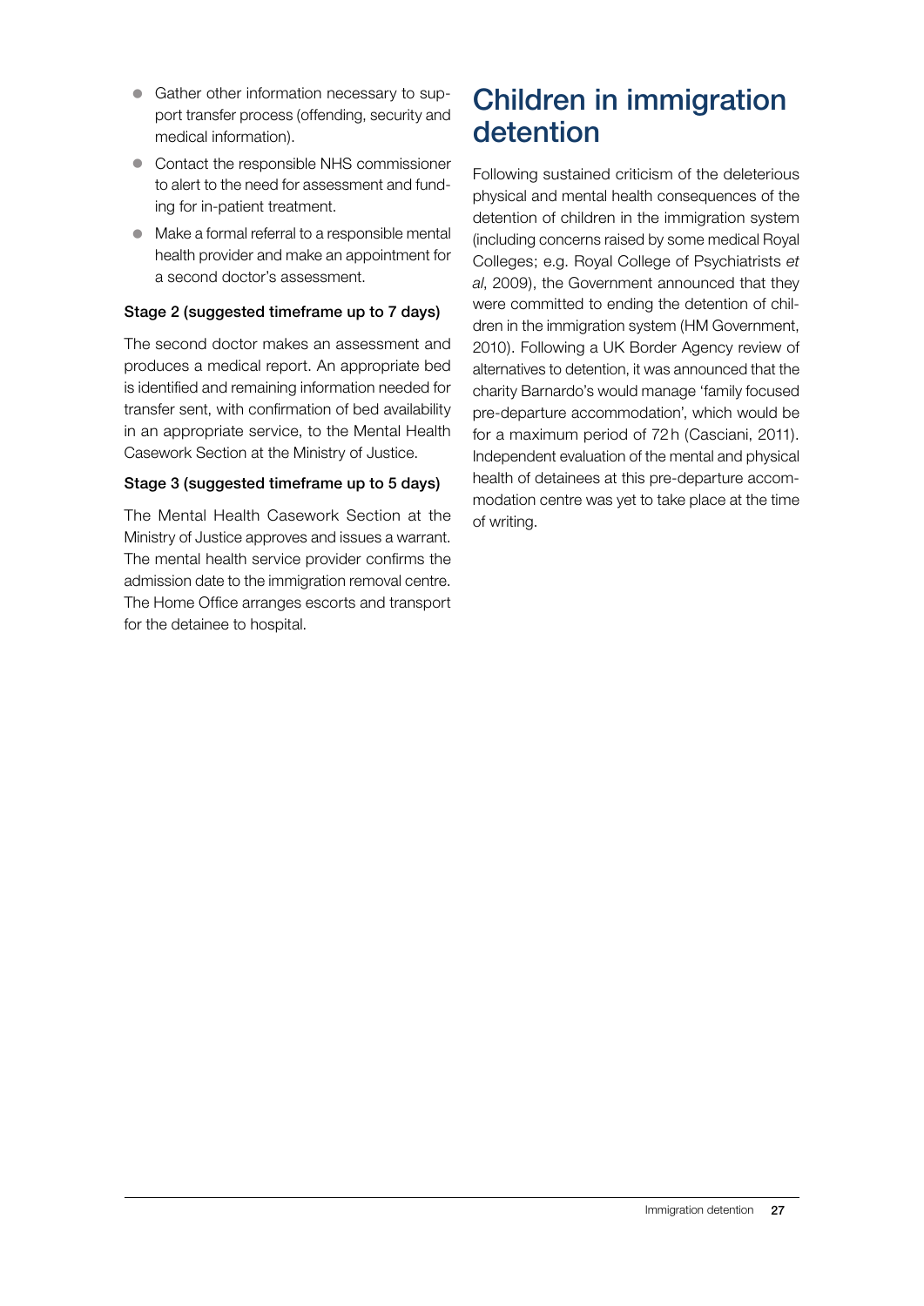- Gather other information necessary to support transfer process (offending, security and medical information).
- Contact the responsible NHS commissioner to alert to the need for assessment and funding for in-patient treatment.
- Make a formal referral to a responsible mental health provider and make an appointment for a second doctor's assessment.

**Stage 2 (suggested timeframe up to 7 days)**

The second doctor makes an assessment and produces a medical report. An appropriate bed is identified and remaining information needed for transfer sent, with confirmation of bed availability in an appropriate service, to the Mental Health Casework Section at the Ministry of Justice.

**Stage 3 (suggested timeframe up to 5 days)**

The Mental Health Casework Section at the Ministry of Justice approves and issues a warrant. The mental health service provider confirms the admission date to the immigration removal centre. The Home Office arranges escorts and transport for the detainee to hospital.

## Children in immigration detention

Following sustained criticism of the deleterious physical and mental health consequences of the detention of children in the immigration system (including concerns raised by some medical Royal Colleges; e.g. Royal College of Psychiatrists *et al*, 2009), the Government announced that they were committed to ending the detention of children in the immigration system (HM Government, 2010). Following a UK Border Agency review of alternatives to detention, it was announced that the charity Barnardo's would manage 'family focused pre-departure accommodation', which would be for a maximum period of 72 h (Casciani, 2011). Independent evaluation of the mental and physical health of detainees at this pre-departure accommodation centre was yet to take place at the time of writing.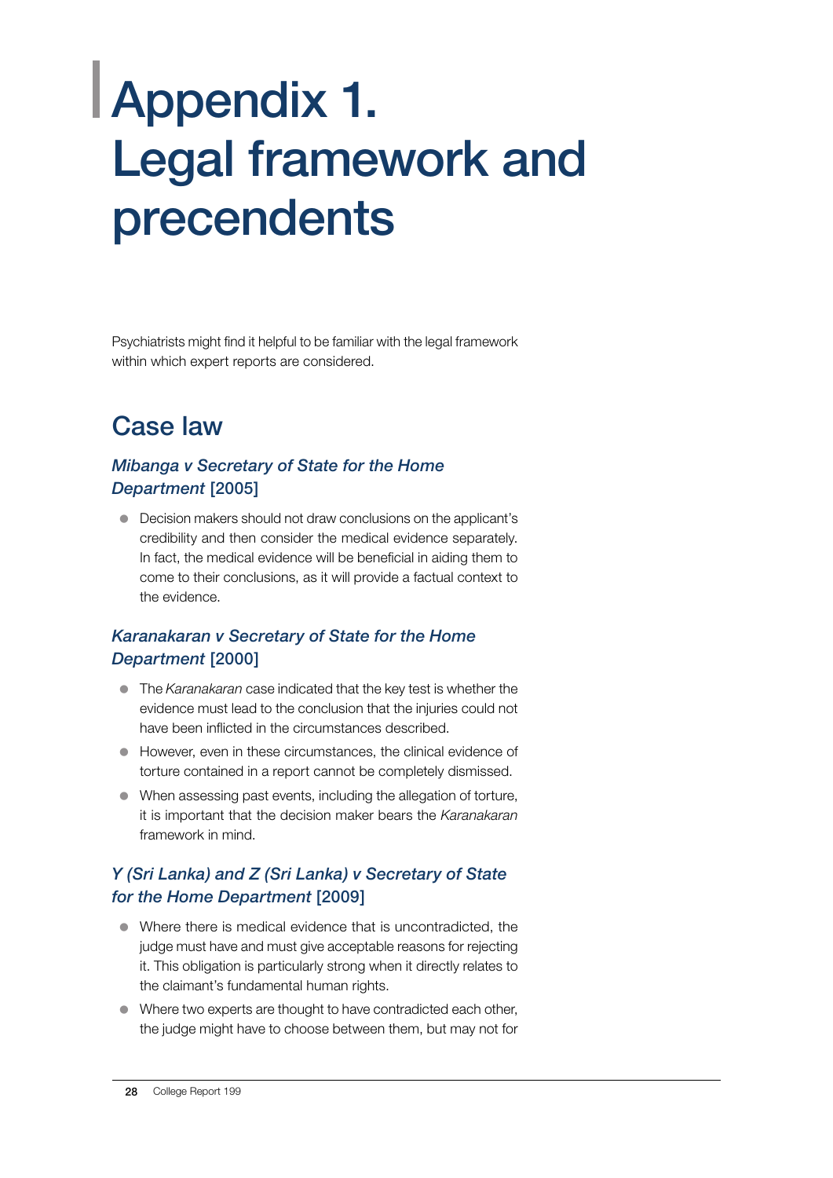# Appendix 1. Legal framework and precendents

Psychiatrists might find it helpful to be familiar with the legal framework within which expert reports are considered.

## Case law

### *Mibanga v Secretary of State for the Home Department* [2005]

- Decision makers should not draw conclusions on the applicant's credibility and then consider the medical evidence separately. In fact, the medical evidence will be beneficial in aiding them to come to their conclusions, as it will provide a factual context to the evidence.

### *Karanakaran v Secretary of State for the Home Department* [2000]

- The *Karanakaran* case indicated that the key test is whether the evidence must lead to the conclusion that the injuries could not have been inflicted in the circumstances described.
- However, even in these circumstances, the clinical evidence of torture contained in a report cannot be completely dismissed.
- When assessing past events, including the allegation of torture, it is important that the decision maker bears the *Karanakaran* framework in mind.

### *Y (Sri Lanka) and Z (Sri Lanka) v Secretary of State for the Home Department* [2009]

- Where there is medical evidence that is uncontradicted, the judge must have and must give acceptable reasons for rejecting it. This obligation is particularly strong when it directly relates to the claimant's fundamental human rights.
- Where two experts are thought to have contradicted each other, the judge might have to choose between them, but may not for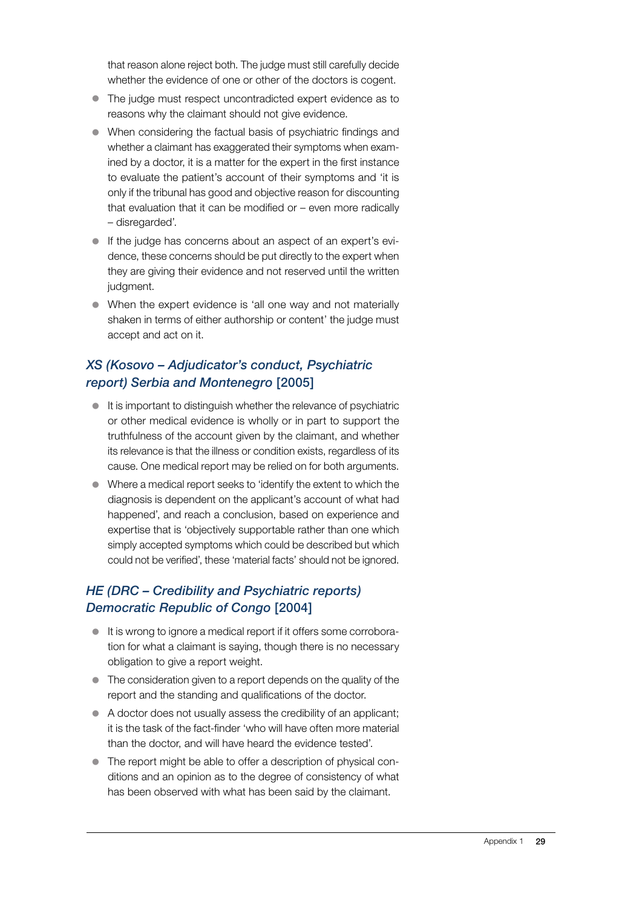that reason alone reject both. The judge must still carefully decide whether the evidence of one or other of the doctors is cogent.

- The judge must respect uncontradicted expert evidence as to reasons why the claimant should not give evidence.
- When considering the factual basis of psychiatric findings and whether a claimant has exaggerated their symptoms when examined by a doctor, it is a matter for the expert in the first instance to evaluate the patient's account of their symptoms and 'it is only if the tribunal has good and objective reason for discounting that evaluation that it can be modified or – even more radically – disregarded'.
- If the judge has concerns about an aspect of an expert's evidence, these concerns should be put directly to the expert when they are giving their evidence and not reserved until the written judgment.
- When the expert evidence is 'all one way and not materially shaken in terms of either authorship or content' the judge must accept and act on it.

### *XS (Kosovo – Adjudicator's conduct, Psychiatric report) Serbia and Montenegro* [2005]

- It is important to distinguish whether the relevance of psychiatric or other medical evidence is wholly or in part to support the truthfulness of the account given by the claimant, and whether its relevance is that the illness or condition exists, regardless of its cause. One medical report may be relied on for both arguments.
- Where a medical report seeks to 'identify the extent to which the diagnosis is dependent on the applicant's account of what had happened', and reach a conclusion, based on experience and expertise that is 'objectively supportable rather than one which simply accepted symptoms which could be described but which could not be verified', these 'material facts' should not be ignored.

### *HE (DRC – Credibility and Psychiatric reports) Democratic Republic of Congo* [2004]

- It is wrong to ignore a medical report if it offers some corroboration for what a claimant is saying, though there is no necessary obligation to give a report weight.
- The consideration given to a report depends on the quality of the report and the standing and qualifications of the doctor.
- A doctor does not usually assess the credibility of an applicant; it is the task of the fact-finder 'who will have often more material than the doctor, and will have heard the evidence tested'.
- The report might be able to offer a description of physical conditions and an opinion as to the degree of consistency of what has been observed with what has been said by the claimant.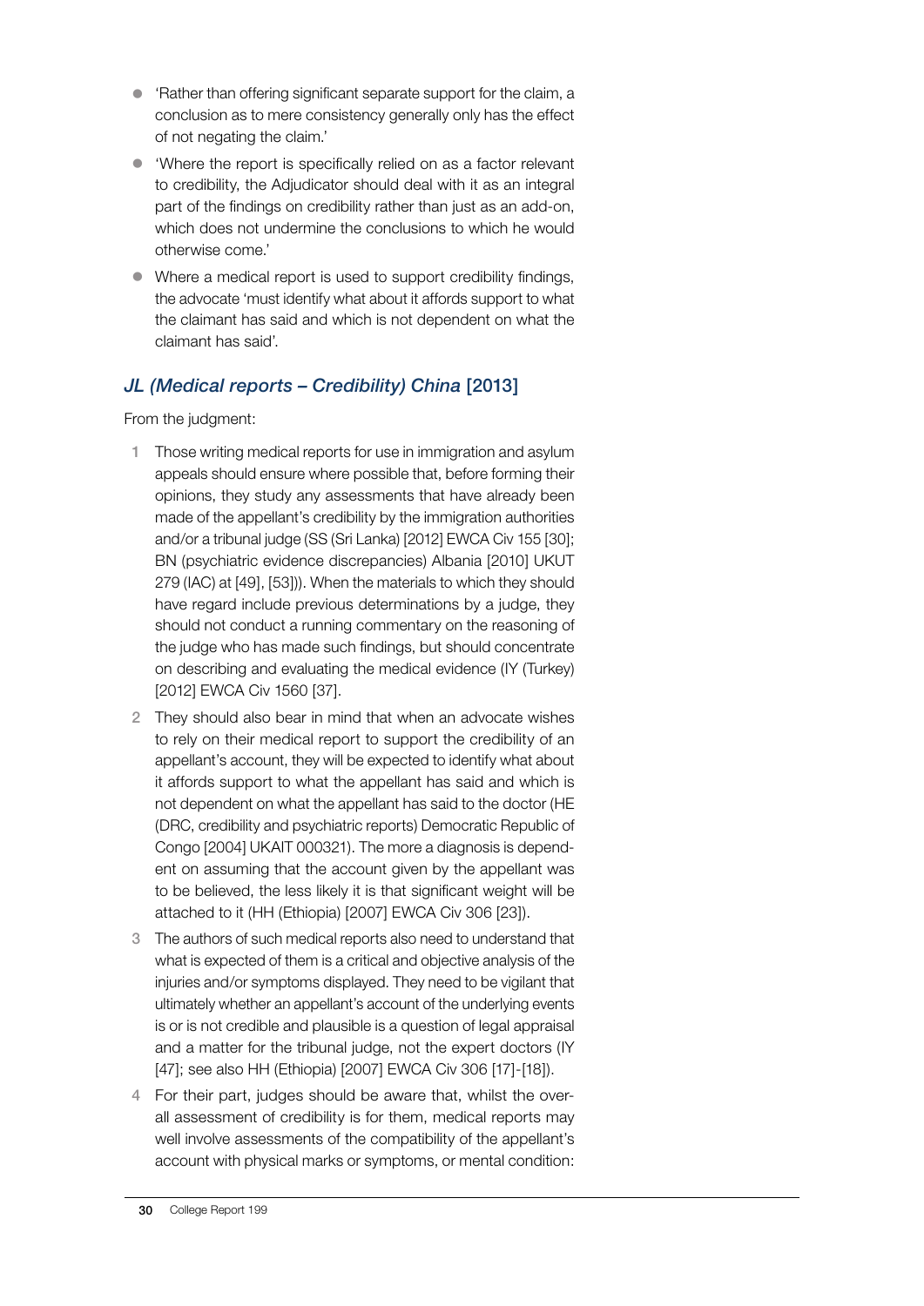- 'Rather than offering significant separate support for the claim, a conclusion as to mere consistency generally only has the effect of not negating the claim.'
- 'Where the report is specifically relied on as a factor relevant to credibility, the Adjudicator should deal with it as an integral part of the findings on credibility rather than just as an add-on, which does not undermine the conclusions to which he would otherwise come.'
- Where a medical report is used to support credibility findings, the advocate 'must identify what about it affords support to what the claimant has said and which is not dependent on what the claimant has said'.

### *JL (Medical reports – Credibility) China* [2013]

From the judgment:

1. Those writing medical reports for use in immigration and asylum appeals should ensure where possible that, before forming their opinions, they study any assessments that have already been made of the appellant's credibility by the immigration authorities and/or a tribunal judge (SS (Sri Lanka) [2012] EWCA Civ 155 [30]; BN (psychiatric evidence discrepancies) Albania [2010] UKUT 279 (IAC) at [49], [53])). When the materials to which they should have regard include previous determinations by a judge, they should not conduct a running commentary on the reasoning of the judge who has made such findings, but should concentrate on describing and evaluating the medical evidence (IY (Turkey) [2012] EWCA Civ 1560 [37].
2. They should also bear in mind that when an advocate wishes to rely on their medical report to support the credibility of an appellant's account, they will be expected to identify what about it affords support to what the appellant has said and which is not dependent on what the appellant has said to the doctor (HE (DRC, credibility and psychiatric reports) Democratic Republic of Congo [2004] UKAIT 000321). The more a diagnosis is dependent on assuming that the account given by the appellant was to be believed, the less likely it is that significant weight will be attached to it (HH (Ethiopia) [2007] EWCA Civ 306 [23]).
3. The authors of such medical reports also need to understand that what is expected of them is a critical and objective analysis of the injuries and/or symptoms displayed. They need to be vigilant that ultimately whether an appellant's account of the underlying events is or is not credible and plausible is a question of legal appraisal and a matter for the tribunal judge, not the expert doctors (IY [47]; see also HH (Ethiopia) [2007] EWCA Civ 306 [17]-[18]).
4. For their part, judges should be aware that, whilst the overall assessment of credibility is for them, medical reports may well involve assessments of the compatibility of the appellant's account with physical marks or symptoms, or mental condition: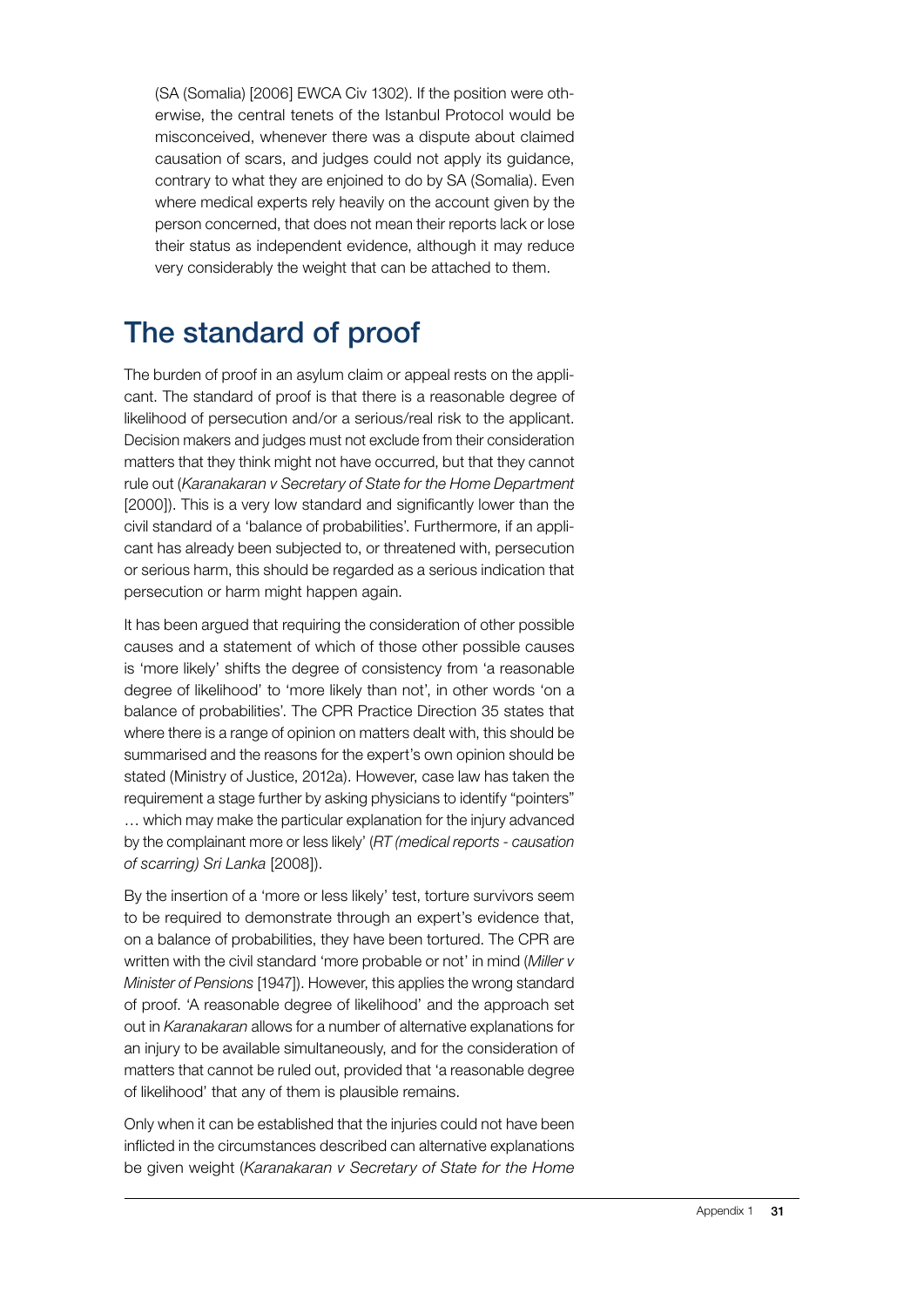(SA (Somalia) [2006] EWCA Civ 1302). If the position were otherwise, the central tenets of the Istanbul Protocol would be misconceived, whenever there was a dispute about claimed causation of scars, and judges could not apply its guidance, contrary to what they are enjoined to do by SA (Somalia). Even where medical experts rely heavily on the account given by the person concerned, that does not mean their reports lack or lose their status as independent evidence, although it may reduce very considerably the weight that can be attached to them.

## The standard of proof

The burden of proof in an asylum claim or appeal rests on the applicant. The standard of proof is that there is a reasonable degree of likelihood of persecution and/or a serious/real risk to the applicant. Decision makers and judges must not exclude from their consideration matters that they think might not have occurred, but that they cannot rule out (*Karanakaran v Secretary of State for the Home Department* [2000]). This is a very low standard and significantly lower than the civil standard of a 'balance of probabilities'. Furthermore, if an applicant has already been subjected to, or threatened with, persecution or serious harm, this should be regarded as a serious indication that persecution or harm might happen again.

It has been argued that requiring the consideration of other possible causes and a statement of which of those other possible causes is 'more likely' shifts the degree of consistency from 'a reasonable degree of likelihood' to 'more likely than not', in other words 'on a balance of probabilities'. The CPR Practice Direction 35 states that where there is a range of opinion on matters dealt with, this should be summarised and the reasons for the expert's own opinion should be stated (Ministry of Justice, 2012a). However, case law has taken the requirement a stage further by asking physicians to identify "pointers" … which may make the particular explanation for the injury advanced by the complainant more or less likely' (*RT (medical reports - causation of scarring) Sri Lanka* [2008]).

By the insertion of a 'more or less likely' test, torture survivors seem to be required to demonstrate through an expert's evidence that, on a balance of probabilities, they have been tortured. The CPR are written with the civil standard 'more probable or not' in mind (*Miller v Minister of Pensions* [1947]). However, this applies the wrong standard of proof. 'A reasonable degree of likelihood' and the approach set out in *Karanakaran* allows for a number of alternative explanations for an injury to be available simultaneously, and for the consideration of matters that cannot be ruled out, provided that 'a reasonable degree of likelihood' that any of them is plausible remains.

Only when it can be established that the injuries could not have been inflicted in the circumstances described can alternative explanations be given weight (*Karanakaran v Secretary of State for the Home*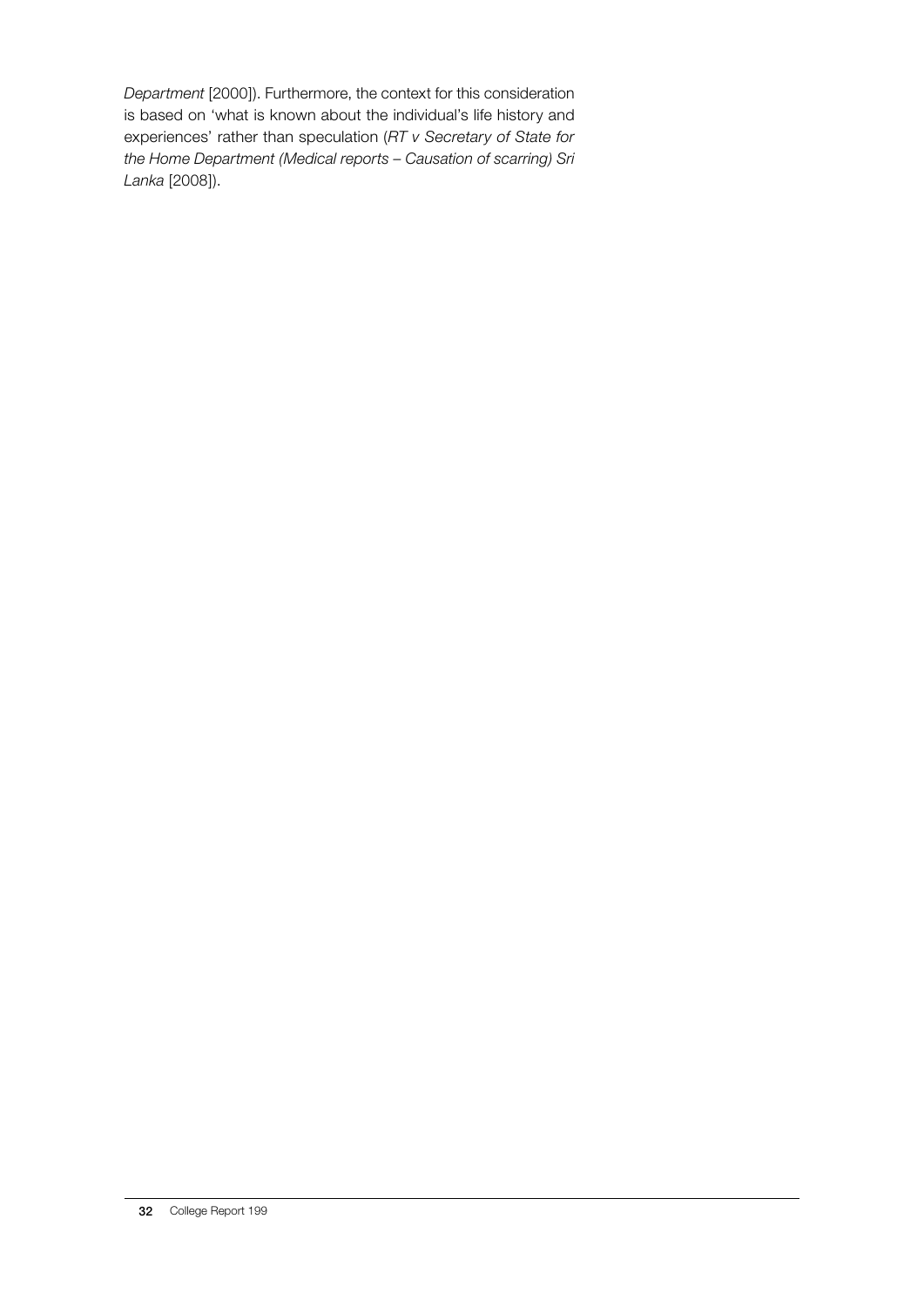*Department* [2000]). Furthermore, the context for this consideration is based on 'what is known about the individual's life history and experiences' rather than speculation (*RT v Secretary of State for the Home Department (Medical reports – Causation of scarring) Sri Lanka* [2008]).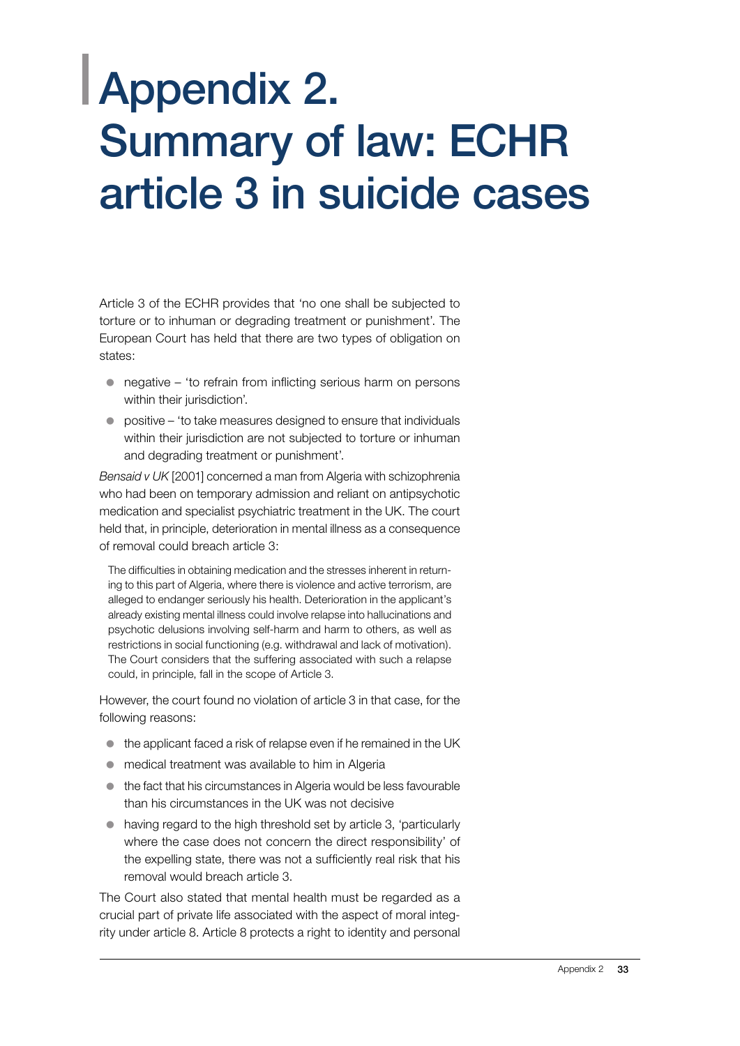# Appendix 2. Summary of law: ECHR article 3 in suicide cases

Article 3 of the ECHR provides that 'no one shall be subjected to torture or to inhuman or degrading treatment or punishment'. The European Court has held that there are two types of obligation on states:

- negative – 'to refrain from inflicting serious harm on persons within their jurisdiction'.
- positive – 'to take measures designed to ensure that individuals within their jurisdiction are not subjected to torture or inhuman and degrading treatment or punishment'.

*Bensaid v UK* [2001] concerned a man from Algeria with schizophrenia who had been on temporary admission and reliant on antipsychotic medication and specialist psychiatric treatment in the UK. The court held that, in principle, deterioration in mental illness as a consequence of removal could breach article 3:

> The difficulties in obtaining medication and the stresses inherent in returning to this part of Algeria, where there is violence and active terrorism, are alleged to endanger seriously his health. Deterioration in the applicant's already existing mental illness could involve relapse into hallucinations and psychotic delusions involving self-harm and harm to others, as well as restrictions in social functioning (e.g. withdrawal and lack of motivation). The Court considers that the suffering associated with such a relapse could, in principle, fall in the scope of Article 3.

However, the court found no violation of article 3 in that case, for the following reasons:

- the applicant faced a risk of relapse even if he remained in the UK
- medical treatment was available to him in Algeria
- the fact that his circumstances in Algeria would be less favourable than his circumstances in the UK was not decisive
- having regard to the high threshold set by article 3, 'particularly where the case does not concern the direct responsibility' of the expelling state, there was not a sufficiently real risk that his removal would breach article 3.

The Court also stated that mental health must be regarded as a crucial part of private life associated with the aspect of moral integrity under article 8. Article 8 protects a right to identity and personal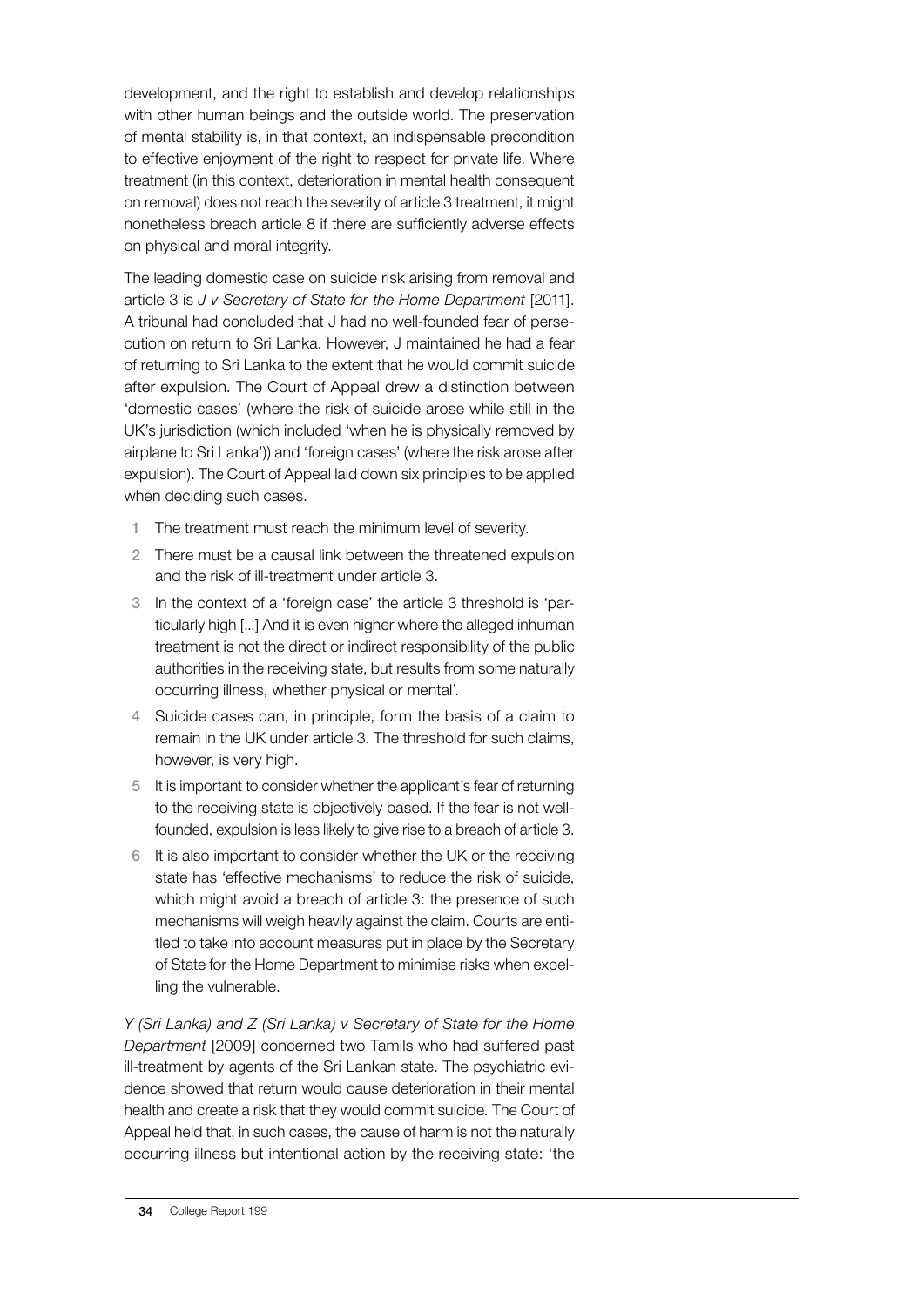development, and the right to establish and develop relationships with other human beings and the outside world. The preservation of mental stability is, in that context, an indispensable precondition to effective enjoyment of the right to respect for private life. Where treatment (in this context, deterioration in mental health consequent on removal) does not reach the severity of article 3 treatment, it might nonetheless breach article 8 if there are sufficiently adverse effects on physical and moral integrity.

The leading domestic case on suicide risk arising from removal and article 3 is *J v Secretary of State for the Home Department* [2011]. A tribunal had concluded that J had no well-founded fear of persecution on return to Sri Lanka. However, J maintained he had a fear of returning to Sri Lanka to the extent that he would commit suicide after expulsion. The Court of Appeal drew a distinction between 'domestic cases' (where the risk of suicide arose while still in the UK's jurisdiction (which included 'when he is physically removed by airplane to Sri Lanka')) and 'foreign cases' (where the risk arose after expulsion). The Court of Appeal laid down six principles to be applied when deciding such cases.

1. The treatment must reach the minimum level of severity.
2. There must be a causal link between the threatened expulsion and the risk of ill-treatment under article 3.
3. In the context of a 'foreign case' the article 3 threshold is 'particularly high [...] And it is even higher where the alleged inhuman treatment is not the direct or indirect responsibility of the public authorities in the receiving state, but results from some naturally occurring illness, whether physical or mental'.
4. Suicide cases can, in principle, form the basis of a claim to remain in the UK under article 3. The threshold for such claims, however, is very high.
5. It is important to consider whether the applicant's fear of returning to the receiving state is objectively based. If the fear is not well-founded, expulsion is less likely to give rise to a breach of article 3.
6. It is also important to consider whether the UK or the receiving state has 'effective mechanisms' to reduce the risk of suicide, which might avoid a breach of article 3: the presence of such mechanisms will weigh heavily against the claim. Courts are entitled to take into account measures put in place by the Secretary of State for the Home Department to minimise risks when expelling the vulnerable.

*Y (Sri Lanka) and Z (Sri Lanka) v Secretary of State for the Home Department* [2009] concerned two Tamils who had suffered past ill-treatment by agents of the Sri Lankan state. The psychiatric evidence showed that return would cause deterioration in their mental health and create a risk that they would commit suicide. The Court of Appeal held that, in such cases, the cause of harm is not the naturally occurring illness but intentional action by the receiving state: 'the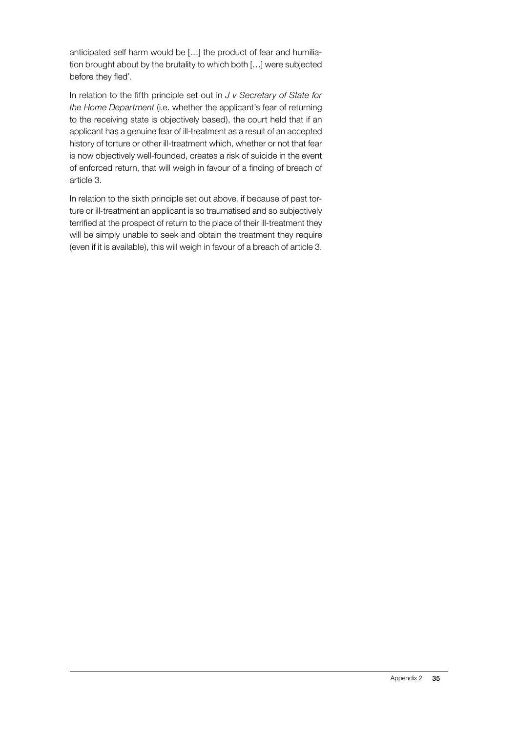anticipated self harm would be […] the product of fear and humiliation brought about by the brutality to which both […] were subjected before they fled'.

In relation to the fifth principle set out in *J v Secretary of State for the Home Department* (i.e. whether the applicant's fear of returning to the receiving state is objectively based), the court held that if an applicant has a genuine fear of ill-treatment as a result of an accepted history of torture or other ill-treatment which, whether or not that fear is now objectively well-founded, creates a risk of suicide in the event of enforced return, that will weigh in favour of a finding of breach of article 3.

In relation to the sixth principle set out above, if because of past torture or ill-treatment an applicant is so traumatised and so subjectively terrified at the prospect of return to the place of their ill-treatment they will be simply unable to seek and obtain the treatment they require (even if it is available), this will weigh in favour of a breach of article 3.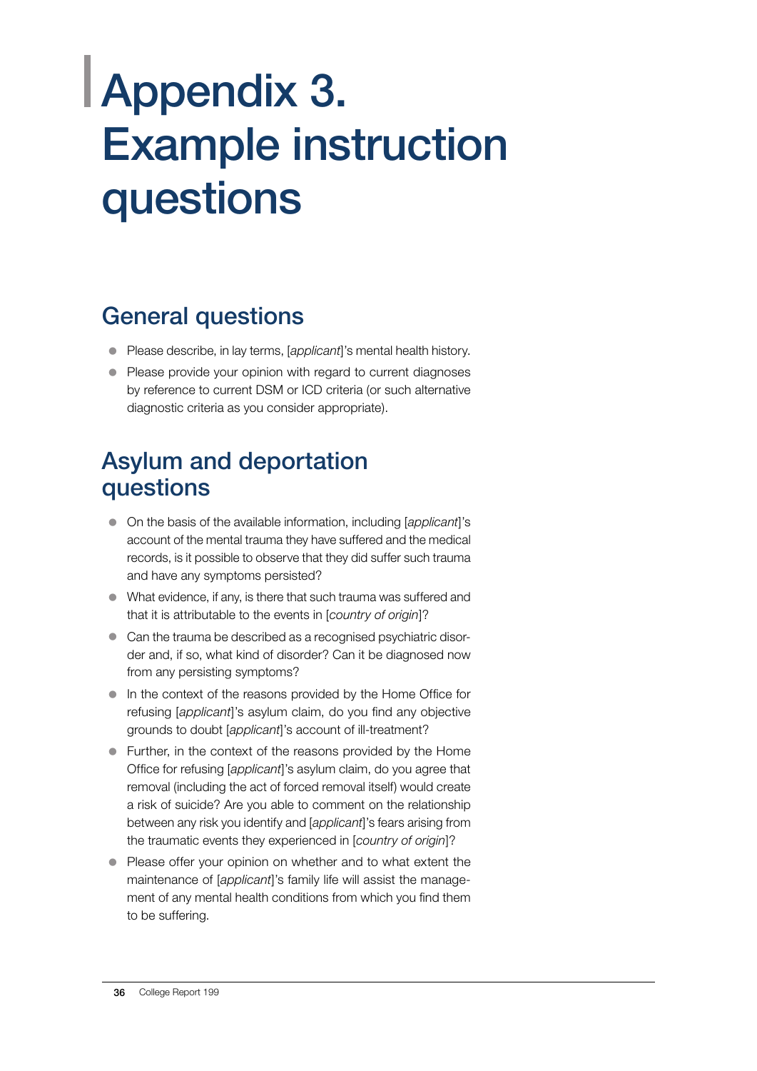# Appendix 3. Example instruction questions

## General questions

- Please describe, in lay terms, [*applicant*]'s mental health history.
- Please provide your opinion with regard to current diagnoses by reference to current DSM or ICD criteria (or such alternative diagnostic criteria as you consider appropriate).

## Asylum and deportation questions

- On the basis of the available information, including [*applicant*]'s account of the mental trauma they have suffered and the medical records, is it possible to observe that they did suffer such trauma and have any symptoms persisted?
- What evidence, if any, is there that such trauma was suffered and that it is attributable to the events in [*country of origin*]?
- Can the trauma be described as a recognised psychiatric disorder and, if so, what kind of disorder? Can it be diagnosed now from any persisting symptoms?
- In the context of the reasons provided by the Home Office for refusing [*applicant*]'s asylum claim, do you find any objective grounds to doubt [*applicant*]'s account of ill-treatment?
- Further, in the context of the reasons provided by the Home Office for refusing [*applicant*]'s asylum claim, do you agree that removal (including the act of forced removal itself) would create a risk of suicide? Are you able to comment on the relationship between any risk you identify and [*applicant*]'s fears arising from the traumatic events they experienced in [*country of origin*]?
- Please offer your opinion on whether and to what extent the maintenance of [*applicant*]'s family life will assist the management of any mental health conditions from which you find them to be suffering.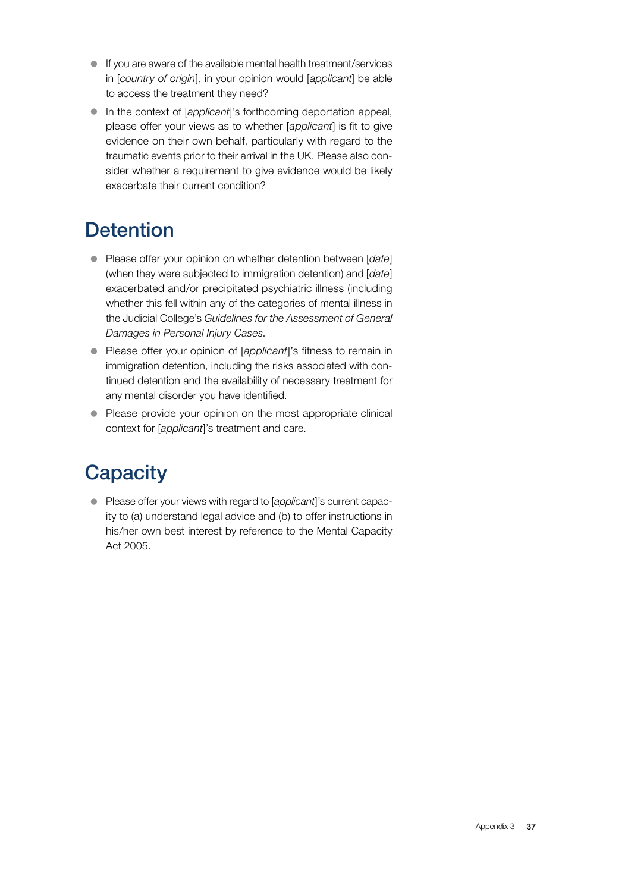- If you are aware of the available mental health treatment/services in [*country of origin*], in your opinion would [*applicant*] be able to access the treatment they need?
- In the context of [*applicant*]'s forthcoming deportation appeal, please offer your views as to whether [*applicant*] is fit to give evidence on their own behalf, particularly with regard to the traumatic events prior to their arrival in the UK. Please also consider whether a requirement to give evidence would be likely exacerbate their current condition?

## Detention

- Please offer your opinion on whether detention between [*date*] (when they were subjected to immigration detention) and [*date*] exacerbated and/or precipitated psychiatric illness (including whether this fell within any of the categories of mental illness in the Judicial College's *Guidelines for the Assessment of General Damages in Personal Injury Cases*.
- Please offer your opinion of [*applicant*]'s fitness to remain in immigration detention, including the risks associated with continued detention and the availability of necessary treatment for any mental disorder you have identified.
- Please provide your opinion on the most appropriate clinical context for [*applicant*]'s treatment and care.

## Capacity

- Please offer your views with regard to [*applicant*]'s current capacity to (a) understand legal advice and (b) to offer instructions in his/her own best interest by reference to the Mental Capacity Act 2005.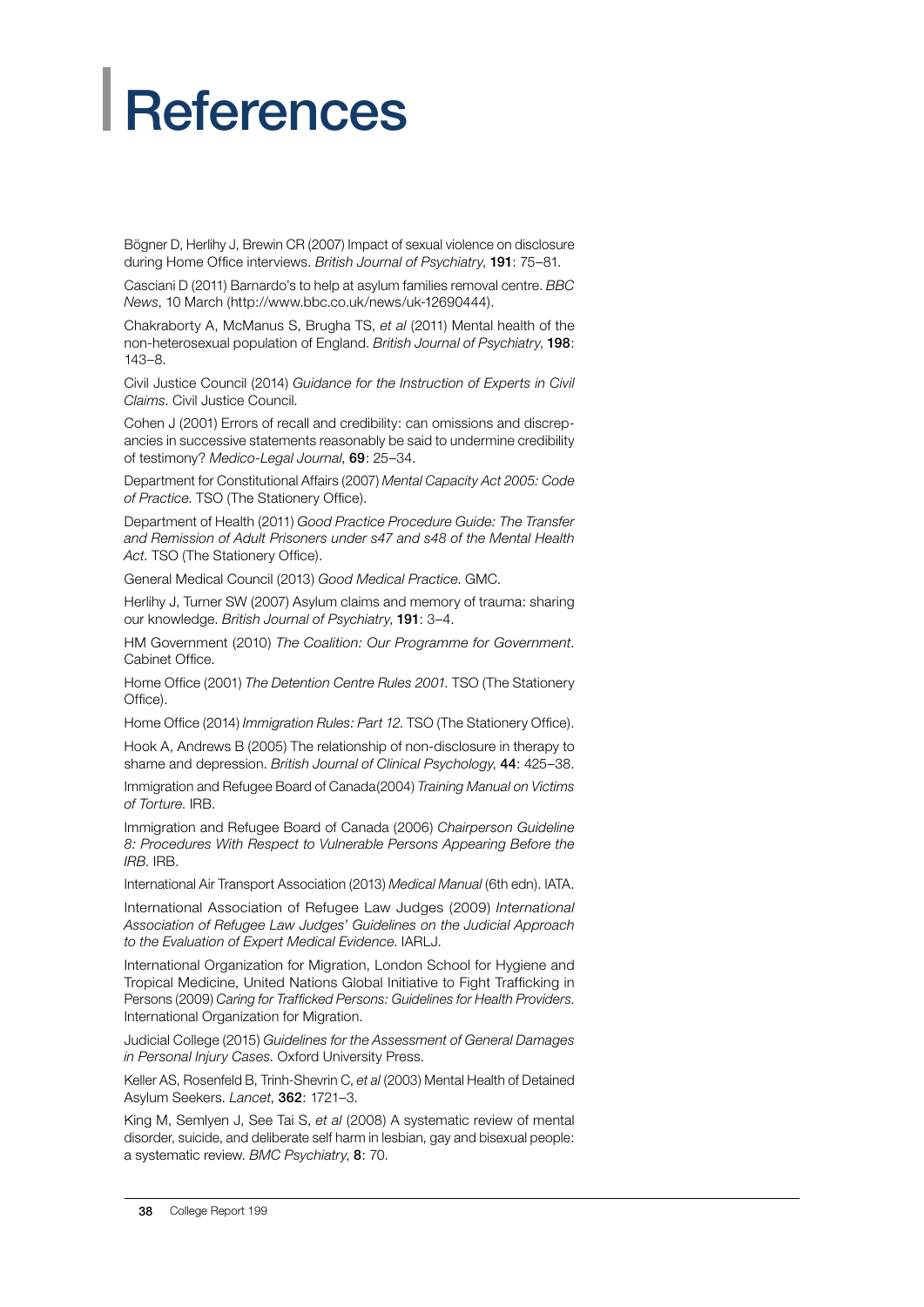# References

Bögner D, Herlihy J, Brewin CR (2007) Impact of sexual violence on disclosure during Home Office interviews. *British Journal of Psychiatry*, **191**: 75–81.

Casciani D (2011) Barnardo's to help at asylum families removal centre. *BBC News*, 10 March (http://www.bbc.co.uk/news/uk-12690444).

Chakraborty A, McManus S, Brugha TS, *et al* (2011) Mental health of the non-heterosexual population of England. *British Journal of Psychiatry*, **198**: 143–8.

Civil Justice Council (2014) *Guidance for the Instruction of Experts in Civil Claims*. Civil Justice Council.

Cohen J (2001) Errors of recall and credibility: can omissions and discrepancies in successive statements reasonably be said to undermine credibility of testimony? *Medico-Legal Journal*, **69**: 25–34.

Department for Constitutional Affairs (2007) *Mental Capacity Act 2005: Code of Practice*. TSO (The Stationery Office).

Department of Health (2011) *Good Practice Procedure Guide: The Transfer and Remission of Adult Prisoners under s47 and s48 of the Mental Health Act*. TSO (The Stationery Office).

General Medical Council (2013) *Good Medical Practice*. GMC.

Herlihy J, Turner SW (2007) Asylum claims and memory of trauma: sharing our knowledge. *British Journal of Psychiatry*, **191**: 3–4.

HM Government (2010) *The Coalition: Our Programme for Government*. Cabinet Office.

Home Office (2001) *The Detention Centre Rules 2001*. TSO (The Stationery Office).

Home Office (2014) *Immigration Rules: Part 12*. TSO (The Stationery Office).

Hook A, Andrews B (2005) The relationship of non-disclosure in therapy to shame and depression. *British Journal of Clinical Psychology*, **44**: 425–38.

Immigration and Refugee Board of Canada(2004) *Training Manual on Victims of Torture*. IRB.

Immigration and Refugee Board of Canada (2006) *Chairperson Guideline 8: Procedures With Respect to Vulnerable Persons Appearing Before the IRB*. IRB.

International Air Transport Association (2013) *Medical Manual* (6th edn). IATA.

International Association of Refugee Law Judges (2009) *International Association of Refugee Law Judges' Guidelines on the Judicial Approach to the Evaluation of Expert Medical Evidence*. IARLJ.

International Organization for Migration, London School for Hygiene and Tropical Medicine, United Nations Global Initiative to Fight Trafficking in Persons (2009) *Caring for Trafficked Persons: Guidelines for Health Providers*. International Organization for Migration.

Judicial College (2015) *Guidelines for the Assessment of General Damages in Personal Injury Cases*. Oxford University Press.

Keller AS, Rosenfeld B, Trinh-Shevrin C, *et al* (2003) Mental Health of Detained Asylum Seekers. *Lancet*, **362**: 1721–3.

King M, Semlyen J, See Tai S, *et al* (2008) A systematic review of mental disorder, suicide, and deliberate self harm in lesbian, gay and bisexual people: a systematic review. *BMC Psychiatry*, **8**: 70.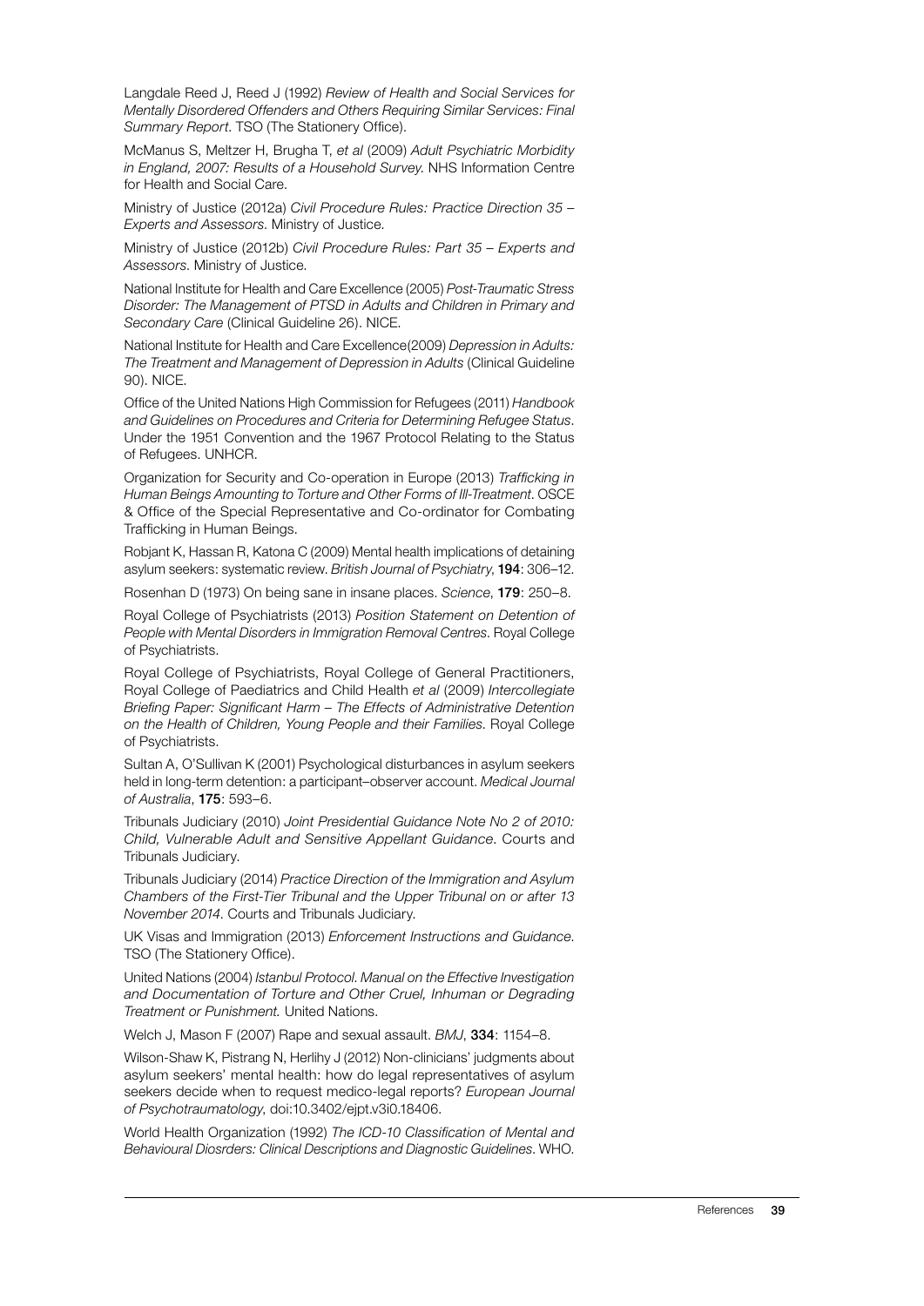Langdale Reed J, Reed J (1992) *Review of Health and Social Services for Mentally Disordered Offenders and Others Requiring Similar Services: Final Summary Report*. TSO (The Stationery Office).

McManus S, Meltzer H, Brugha T, *et al* (2009) *Adult Psychiatric Morbidity in England, 2007: Results of a Household Survey*. NHS Information Centre for Health and Social Care.

Ministry of Justice (2012a) *Civil Procedure Rules: Practice Direction 35 – Experts and Assessors*. Ministry of Justice.

Ministry of Justice (2012b) *Civil Procedure Rules: Part 35 – Experts and Assessors*. Ministry of Justice.

National Institute for Health and Care Excellence (2005) *Post-Traumatic Stress Disorder: The Management of PTSD in Adults and Children in Primary and Secondary Care* (Clinical Guideline 26). NICE.

National Institute for Health and Care Excellence(2009) *Depression in Adults: The Treatment and Management of Depression in Adults* (Clinical Guideline 90). NICE.

Office of the United Nations High Commission for Refugees (2011) *Handbook and Guidelines on Procedures and Criteria for Determining Refugee Status*. Under the 1951 Convention and the 1967 Protocol Relating to the Status of Refugees. UNHCR.

Organization for Security and Co-operation in Europe (2013) *Trafficking in Human Beings Amounting to Torture and Other Forms of Ill-Treatment*. OSCE & Office of the Special Representative and Co-ordinator for Combating Trafficking in Human Beings.

Robjant K, Hassan R, Katona C (2009) Mental health implications of detaining asylum seekers: systematic review. *British Journal of Psychiatry*, **194**: 306–12.

Rosenhan D (1973) On being sane in insane places. *Science*, **179**: 250–8.

Royal College of Psychiatrists (2013) *Position Statement on Detention of People with Mental Disorders in Immigration Removal Centres*. Royal College of Psychiatrists.

Royal College of Psychiatrists, Royal College of General Practitioners, Royal College of Paediatrics and Child Health *et al* (2009) *Intercollegiate Briefing Paper: Significant Harm – The Effects of Administrative Detention on the Health of Children, Young People and their Families*. Royal College of Psychiatrists.

Sultan A, O'Sullivan K (2001) Psychological disturbances in asylum seekers held in long-term detention: a participant–observer account. *Medical Journal of Australia*, **175**: 593–6.

Tribunals Judiciary (2010) *Joint Presidential Guidance Note No 2 of 2010: Child, Vulnerable Adult and Sensitive Appellant Guidance*. Courts and Tribunals Judiciary.

Tribunals Judiciary (2014) *Practice Direction of the Immigration and Asylum Chambers of the First-Tier Tribunal and the Upper Tribunal on or after 13 November 2014*. Courts and Tribunals Judiciary.

UK Visas and Immigration (2013) *Enforcement Instructions and Guidance*. TSO (The Stationery Office).

United Nations (2004) *Istanbul Protocol. Manual on the Effective Investigation and Documentation of Torture and Other Cruel, Inhuman or Degrading Treatment or Punishment.* United Nations.

Welch J, Mason F (2007) Rape and sexual assault. *BMJ*, **334**: 1154–8.

Wilson-Shaw K, Pistrang N, Herlihy J (2012) Non-clinicians' judgments about asylum seekers' mental health: how do legal representatives of asylum seekers decide when to request medico-legal reports? *European Journal of Psychotraumatology*, doi:10.3402/ejpt.v3i0.18406.

World Health Organization (1992) *The ICD-10 Classification of Mental and Behavioural Diosrders: Clinical Descriptions and Diagnostic Guidelines*. WHO.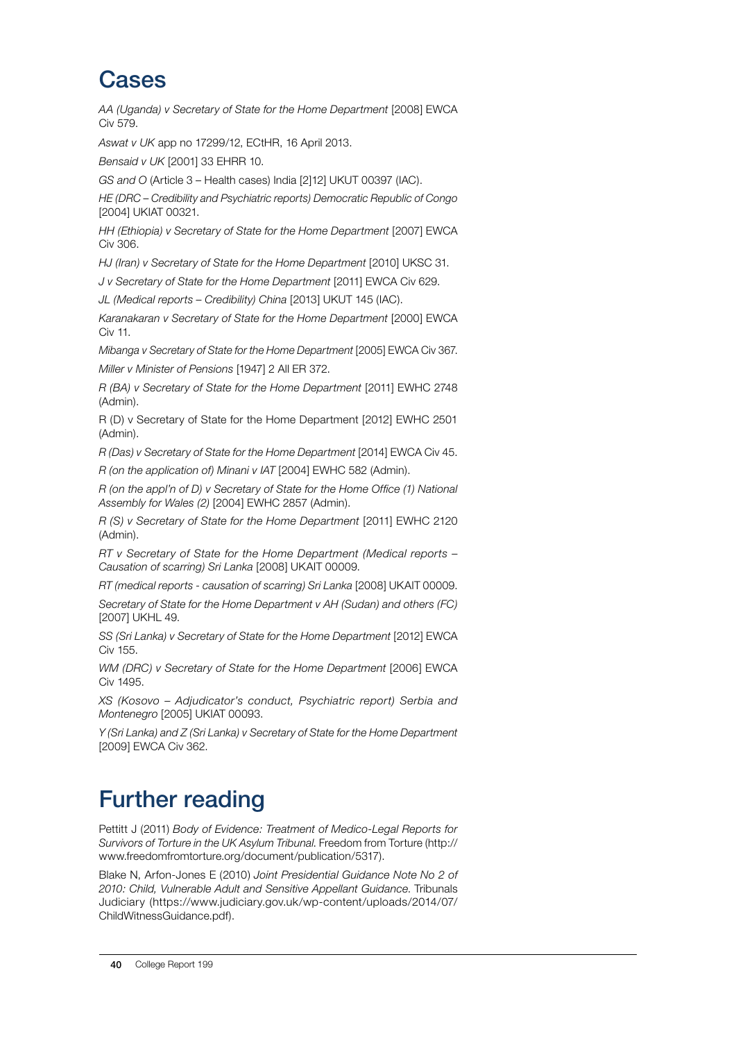# Cases

*AA (Uganda) v Secretary of State for the Home Department* [2008] EWCA Civ 579.

*Aswat v UK* app no 17299/12, ECtHR, 16 April 2013.

*Bensaid v UK* [2001] 33 EHRR 10.

*GS and O* (Article 3 – Health cases) India [2]12] UKUT 00397 (IAC).

*HE (DRC – Credibility and Psychiatric reports) Democratic Republic of Congo* [2004] UKIAT 00321.

*HH (Ethiopia) v Secretary of State for the Home Department* [2007] EWCA Civ 306.

*HJ (Iran) v Secretary of State for the Home Department* [2010] UKSC 31.

*J v Secretary of State for the Home Department* [2011] EWCA Civ 629.

*JL (Medical reports – Credibility) China* [2013] UKUT 145 (IAC).

*Karanakaran v Secretary of State for the Home Department* [2000] EWCA Civ 11.

*Mibanga v Secretary of State for the Home Department* [2005] EWCA Civ 367.

*Miller v Minister of Pensions* [1947] 2 All ER 372.

*R (BA) v Secretary of State for the Home Department* [2011] EWHC 2748 (Admin).

R (D) v Secretary of State for the Home Department [2012] EWHC 2501 (Admin).

*R (Das) v Secretary of State for the Home Department* [2014] EWCA Civ 45.

*R (on the application of) Minani v IAT* [2004] EWHC 582 (Admin).

*R (on the appl'n of D) v Secretary of State for the Home Office (1) National Assembly for Wales (2)* [2004] EWHC 2857 (Admin).

*R (S) v Secretary of State for the Home Department* [2011] EWHC 2120 (Admin).

*RT v Secretary of State for the Home Department (Medical reports – Causation of scarring) Sri Lanka* [2008] UKAIT 00009.

*RT (medical reports - causation of scarring) Sri Lanka* [2008] UKAIT 00009.

*Secretary of State for the Home Department v AH (Sudan) and others (FC)* [2007] UKHL 49.

*SS (Sri Lanka) v Secretary of State for the Home Department* [2012] EWCA Civ 155.

*WM (DRC) v Secretary of State for the Home Department* [2006] EWCA Civ 1495.

*XS (Kosovo – Adjudicator's conduct, Psychiatric report) Serbia and Montenegro* [2005] UKIAT 00093.

*Y (Sri Lanka) and Z (Sri Lanka) v Secretary of State for the Home Department* [2009] EWCA Civ 362.

# Further reading

Pettitt J (2011) *Body of Evidence: Treatment of Medico-Legal Reports for Survivors of Torture in the UK Asylum Tribunal*. Freedom from Torture (http://www.freedomfromtorture.org/document/publication/5317).

Blake N, Arfon-Jones E (2010) *Joint Presidential Guidance Note No 2 of 2010: Child, Vulnerable Adult and Sensitive Appellant Guidance*. Tribunals Judiciary (https://www.judiciary.gov.uk/wp-content/uploads/2014/07/ChildWitnessGuidance.pdf).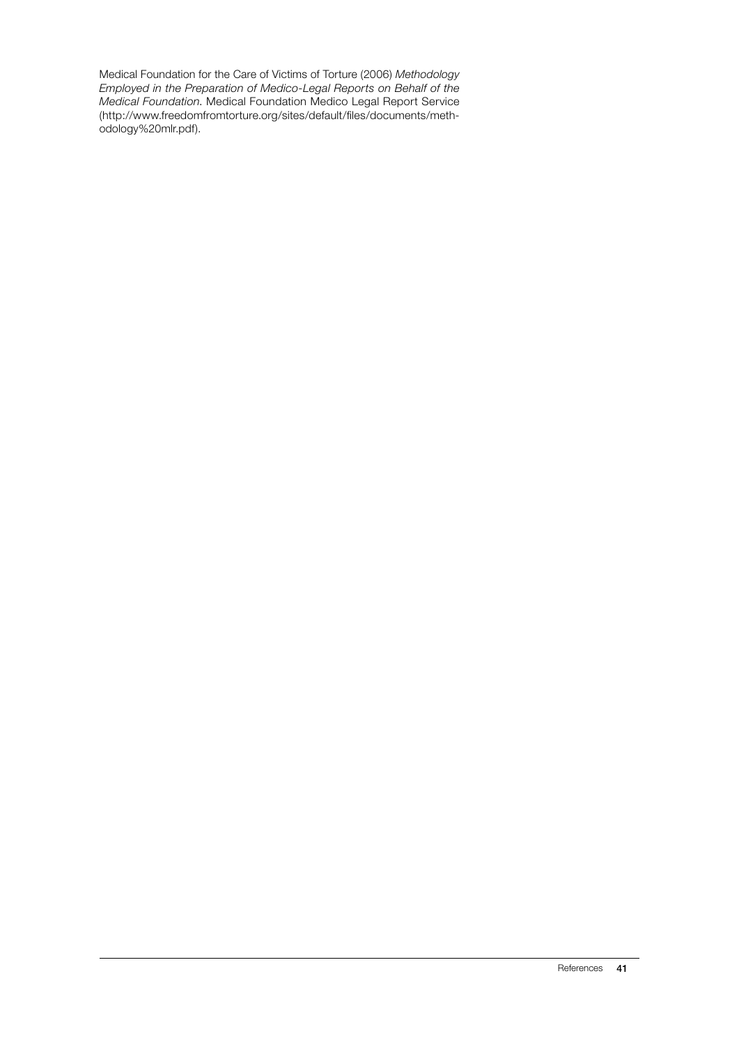Medical Foundation for the Care of Victims of Torture (2006) *Methodology Employed in the Preparation of Medico-Legal Reports on Behalf of the Medical Foundation*. Medical Foundation Medico Legal Report Service (http://www.freedomfromtorture.org/sites/default/files/documents/methodology%20mlr.pdf).